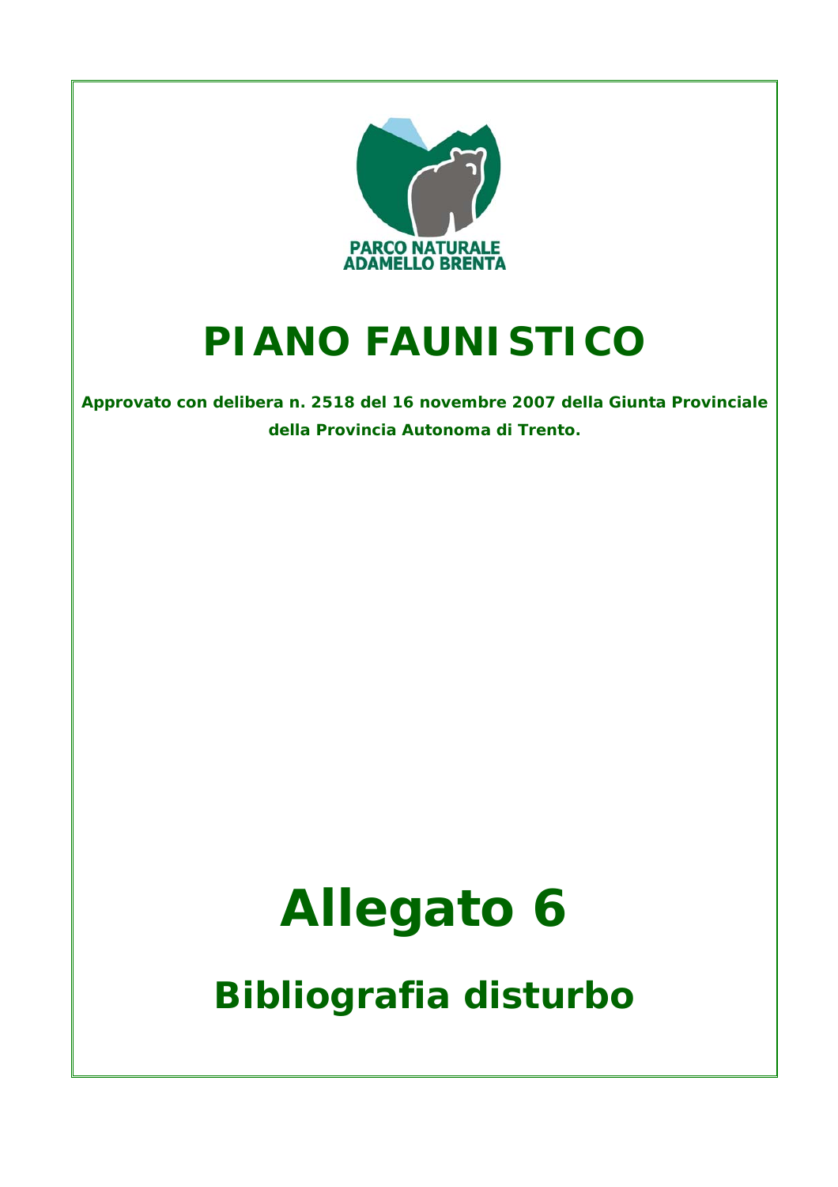PARCO NATURALE ADAMELLO BRENTA

# PIANO FAUNISTICO

**Approvato con delibera n. 2518 del 16 novembre 2007 della Giunta Provinciale della Provincia Autonoma di Trento.**

# Allegato 6

## Bibliografia disturbo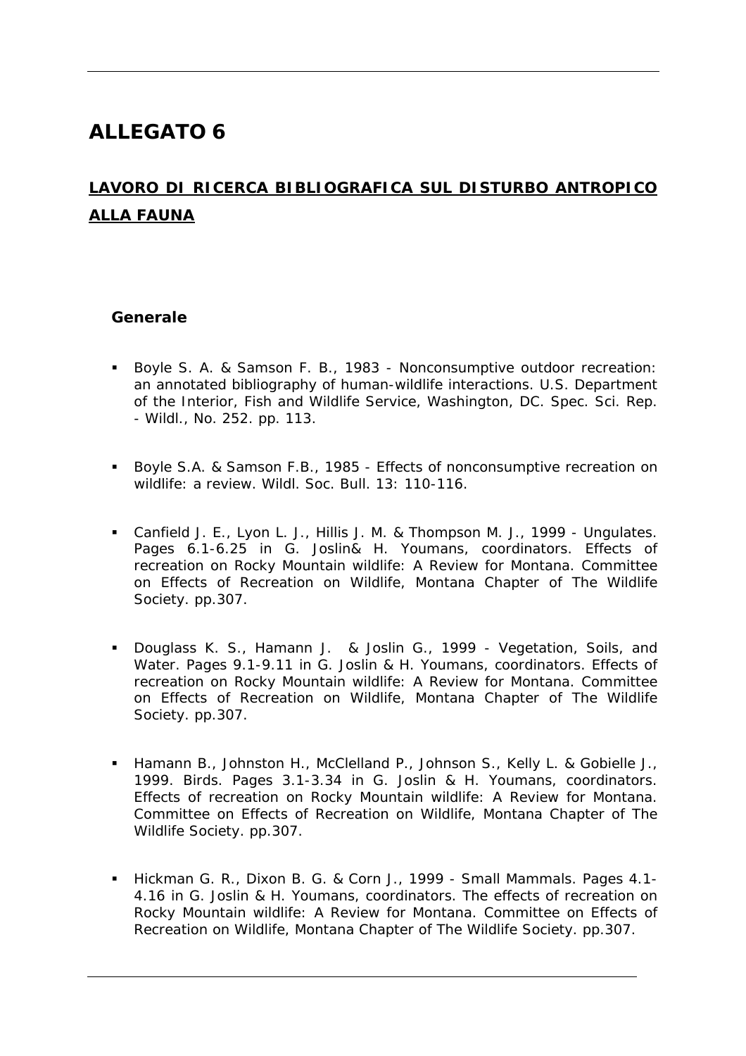# ALLEGATO 6

## <u>LAVORO DI RICERCA BIBLIOGRAFICA SUL DISTURBO ANTROPICO ALLA FAUNA</u>

### Generale

- Boyle S. A. & Samson F. B., 1983 - Nonconsumptive outdoor recreation: an annotated bibliography of human-wildlife interactions. U.S. Department of the Interior, Fish and Wildlife Service, Washington, DC. Spec. Sci. Rep. - Wildl., No. 252. pp. 113.

- Boyle S.A. & Samson F.B., 1985 - Effects of nonconsumptive recreation on wildlife: a review. Wildl. Soc. Bull. 13: 110-116.

- Canfield J. E., Lyon L. J., Hillis J. M. & Thompson M. J., 1999 - Ungulates. Pages 6.1-6.25 in G. Joslin& H. Youmans, coordinators. Effects of recreation on Rocky Mountain wildlife: A Review for Montana. Committee on Effects of Recreation on Wildlife, Montana Chapter of The Wildlife Society. pp.307.

- Douglass K. S., Hamann J. & Joslin G., 1999 - Vegetation, Soils, and Water. Pages 9.1-9.11 in G. Joslin & H. Youmans, coordinators. Effects of recreation on Rocky Mountain wildlife: A Review for Montana. Committee on Effects of Recreation on Wildlife, Montana Chapter of The Wildlife Society. pp.307.

- Hamann B., Johnston H., McClelland P., Johnson S., Kelly L. & Gobielle J., 1999. Birds. Pages 3.1-3.34 in G. Joslin & H. Youmans, coordinators. Effects of recreation on Rocky Mountain wildlife: A Review for Montana. Committee on Effects of Recreation on Wildlife, Montana Chapter of The Wildlife Society. pp.307.

- Hickman G. R., Dixon B. G. & Corn J., 1999 - Small Mammals. Pages 4.1-4.16 in G. Joslin & H. Youmans, coordinators. The effects of recreation on Rocky Mountain wildlife: A Review for Montana. Committee on Effects of Recreation on Wildlife, Montana Chapter of The Wildlife Society. pp.307.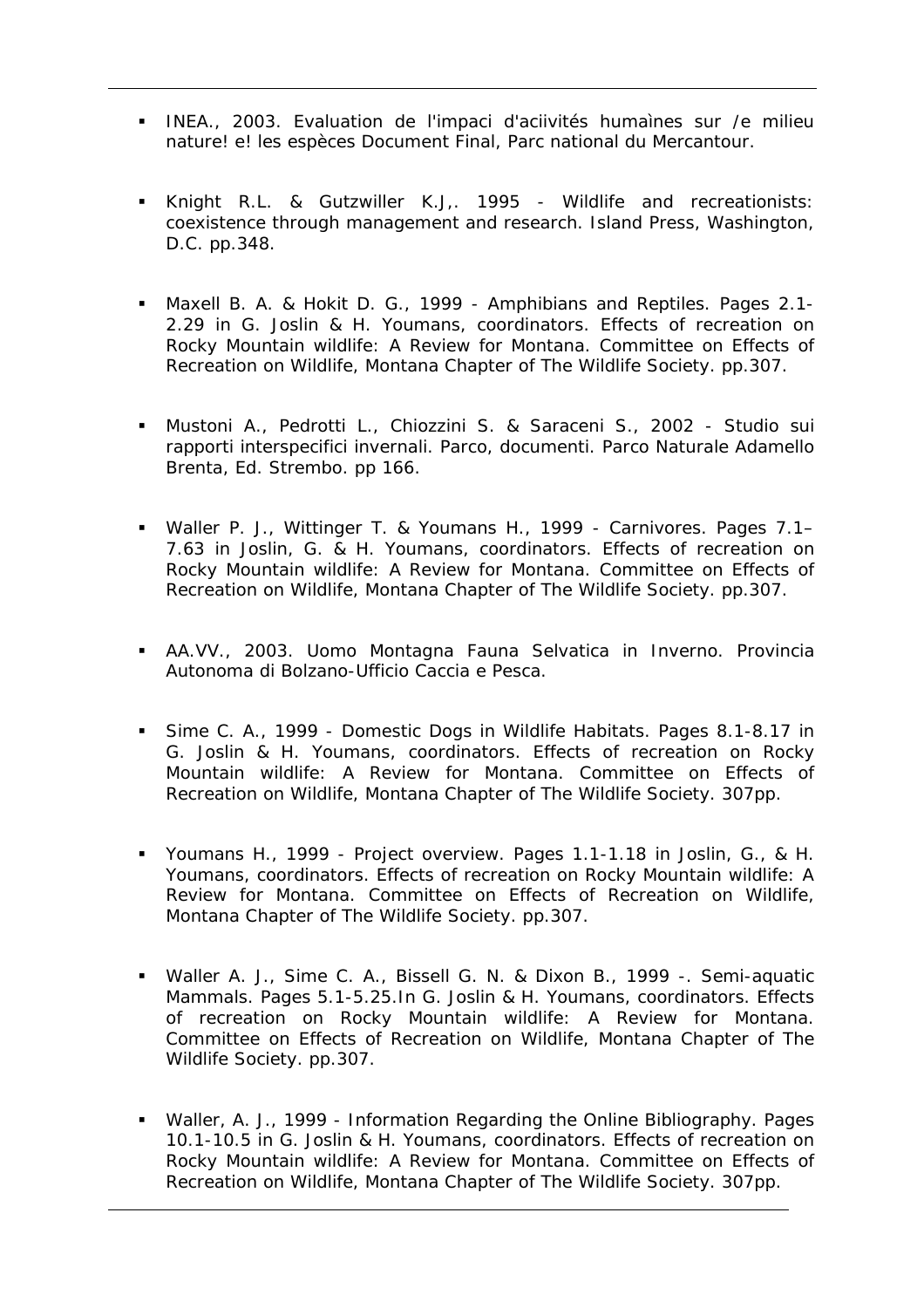- INEA., 2003. Evaluation de l'impaci d'aciivités humaìnes sur /e milieu nature! e! les espèces Document Final, Parc national du Mercantour.

- Knight R.L. & Gutzwiller K.J,. 1995 - Wildlife and recreationists: coexistence through management and research. Island Press, Washington, D.C. pp.348.

- Maxell B. A. & Hokit D. G., 1999 - Amphibians and Reptiles. Pages 2.1-2.29 in G. Joslin & H. Youmans, coordinators. Effects of recreation on Rocky Mountain wildlife: A Review for Montana. Committee on Effects of Recreation on Wildlife, Montana Chapter of The Wildlife Society. pp.307.

- Mustoni A., Pedrotti L., Chiozzini S. & Saraceni S., 2002 - Studio sui rapporti interspecifici invernali. Parco, documenti. Parco Naturale Adamello Brenta, Ed. Strembo. pp 166.

- Waller P. J., Wittinger T. & Youmans H., 1999 - Carnivores. Pages 7.1–7.63 in Joslin, G. & H. Youmans, coordinators. Effects of recreation on Rocky Mountain wildlife: A Review for Montana. Committee on Effects of Recreation on Wildlife, Montana Chapter of The Wildlife Society. pp.307.

- AA.VV., 2003. Uomo Montagna Fauna Selvatica in Inverno. Provincia Autonoma di Bolzano-Ufficio Caccia e Pesca.

- Sime C. A., 1999 - Domestic Dogs in Wildlife Habitats. Pages 8.1-8.17 in G. Joslin & H. Youmans, coordinators. Effects of recreation on Rocky Mountain wildlife: A Review for Montana. Committee on Effects of Recreation on Wildlife, Montana Chapter of The Wildlife Society. 307pp.

- Youmans H., 1999 - Project overview. Pages 1.1-1.18 in Joslin, G., & H. Youmans, coordinators. Effects of recreation on Rocky Mountain wildlife: A Review for Montana. Committee on Effects of Recreation on Wildlife, Montana Chapter of The Wildlife Society. pp.307.

- Waller A. J., Sime C. A., Bissell G. N. & Dixon B., 1999 -. Semi-aquatic Mammals. Pages 5.1-5.25.In G. Joslin & H. Youmans, coordinators. Effects of recreation on Rocky Mountain wildlife: A Review for Montana. Committee on Effects of Recreation on Wildlife, Montana Chapter of The Wildlife Society. pp.307.

- Waller, A. J., 1999 - Information Regarding the Online Bibliography. Pages 10.1-10.5 in G. Joslin & H. Youmans, coordinators. Effects of recreation on Rocky Mountain wildlife: A Review for Montana. Committee on Effects of Recreation on Wildlife, Montana Chapter of The Wildlife Society. 307pp.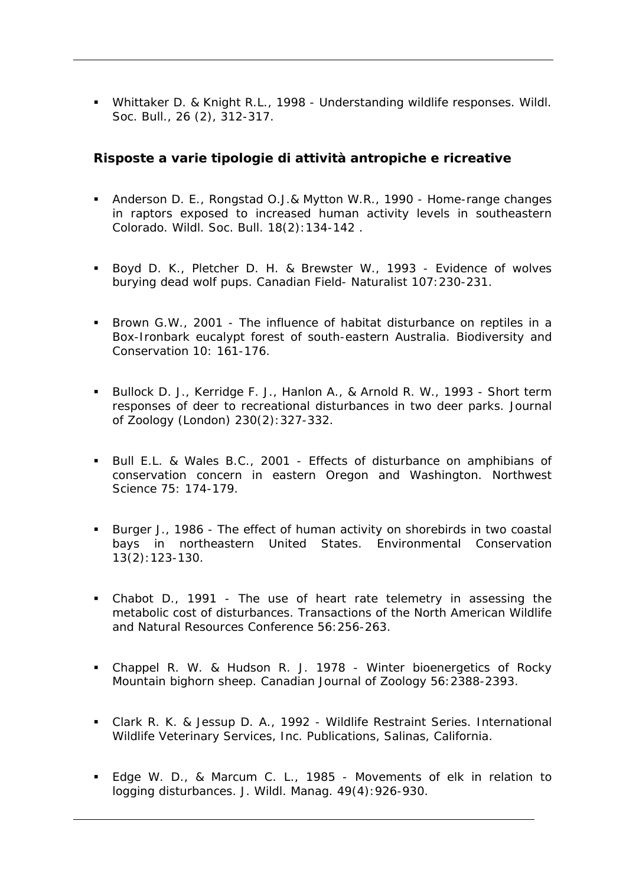- Whittaker D. & Knight R.L., 1998 - Understanding wildlife responses. Wildl. Soc. Bull., 26 (2), 312-317.

### Risposte a varie tipologie di attività antropiche e ricreative

- Anderson D. E., Rongstad O.J.& Mytton W.R., 1990 - Home-range changes in raptors exposed to increased human activity levels in southeastern Colorado. Wildl. Soc. Bull. 18(2):134-142 .

- Boyd D. K., Pletcher D. H. & Brewster W., 1993 - Evidence of wolves burying dead wolf pups. Canadian Field- Naturalist 107:230-231.

- Brown G.W., 2001 - The influence of habitat disturbance on reptiles in a Box-Ironbark eucalypt forest of south-eastern Australia. Biodiversity and Conservation 10: 161-176.

- Bullock D. J., Kerridge F. J., Hanlon A., & Arnold R. W., 1993 - Short term responses of deer to recreational disturbances in two deer parks. Journal of Zoology (London) 230(2):327-332.

- Bull E.L. & Wales B.C., 2001 - Effects of disturbance on amphibians of conservation concern in eastern Oregon and Washington. Northwest Science 75: 174-179.

- Burger J., 1986 - The effect of human activity on shorebirds in two coastal bays in northeastern United States. Environmental Conservation 13(2):123-130.

- Chabot D., 1991 - The use of heart rate telemetry in assessing the metabolic cost of disturbances. Transactions of the North American Wildlife and Natural Resources Conference 56:256-263.

- Chappel R. W. & Hudson R. J. 1978 - Winter bioenergetics of Rocky Mountain bighorn sheep. Canadian Journal of Zoology 56:2388-2393.

- Clark R. K. & Jessup D. A., 1992 - Wildlife Restraint Series. International Wildlife Veterinary Services, Inc. Publications, Salinas, California.

- Edge W. D., & Marcum C. L., 1985 - Movements of elk in relation to logging disturbances. J. Wildl. Manag. 49(4):926-930.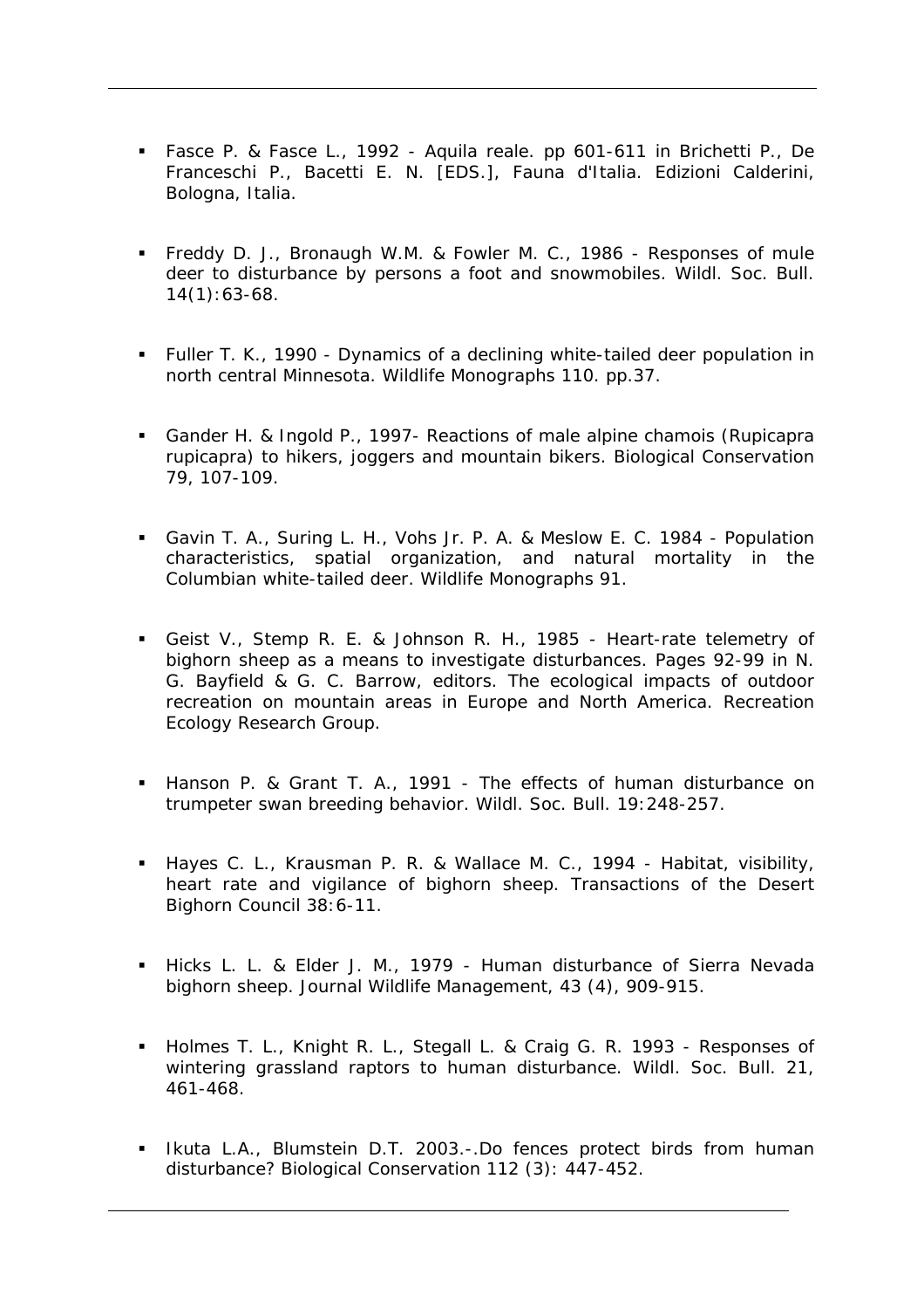- Fasce P. & Fasce L., 1992 - Aquila reale. pp 601-611 in Brichetti P., De Franceschi P., Bacetti E. N. [EDS.], Fauna d'Italia. Edizioni Calderini, Bologna, Italia.

- Freddy D. J., Bronaugh W.M. & Fowler M. C., 1986 - Responses of mule deer to disturbance by persons a foot and snowmobiles. Wildl. Soc. Bull. 14(1):63-68.

- Fuller T. K., 1990 - Dynamics of a declining white-tailed deer population in north central Minnesota. Wildlife Monographs 110. pp.37.

- Gander H. & Ingold P., 1997- Reactions of male alpine chamois (Rupicapra rupicapra) to hikers, joggers and mountain bikers. Biological Conservation 79, 107-109.

- Gavin T. A., Suring L. H., Vohs Jr. P. A. & Meslow E. C. 1984 - Population characteristics, spatial organization, and natural mortality in the Columbian white-tailed deer. Wildlife Monographs 91.

- Geist V., Stemp R. E. & Johnson R. H., 1985 - Heart-rate telemetry of bighorn sheep as a means to investigate disturbances. Pages 92-99 in N. G. Bayfield & G. C. Barrow, editors. The ecological impacts of outdoor recreation on mountain areas in Europe and North America. Recreation Ecology Research Group.

- Hanson P. & Grant T. A., 1991 - The effects of human disturbance on trumpeter swan breeding behavior. Wildl. Soc. Bull. 19:248-257.

- Hayes C. L., Krausman P. R. & Wallace M. C., 1994 - Habitat, visibility, heart rate and vigilance of bighorn sheep. Transactions of the Desert Bighorn Council 38:6-11.

- Hicks L. L. & Elder J. M., 1979 - Human disturbance of Sierra Nevada bighorn sheep. Journal Wildlife Management, 43 (4), 909-915.

- Holmes T. L., Knight R. L., Stegall L. & Craig G. R. 1993 - Responses of wintering grassland raptors to human disturbance. Wildl. Soc. Bull. 21, 461-468.

- Ikuta L.A., Blumstein D.T. 2003.-.Do fences protect birds from human disturbance? Biological Conservation 112 (3): 447-452.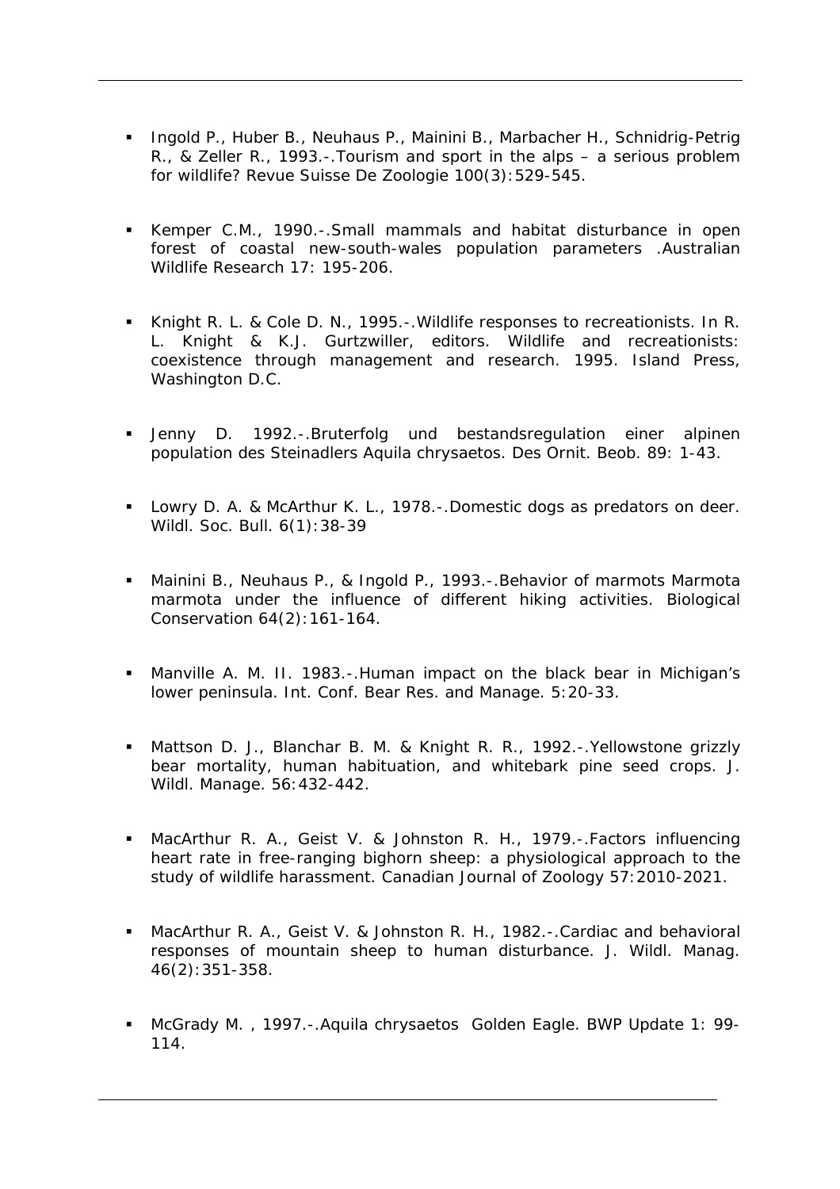- Ingold P., Huber B., Neuhaus P., Mainini B., Marbacher H., Schnidrig-Petrig R., & Zeller R., 1993.-.Tourism and sport in the alps – a serious problem for wildlife? Revue Suisse De Zoologie 100(3):529-545.

- Kemper C.M., 1990.-.Small mammals and habitat disturbance in open forest of coastal new-south-wales population parameters .Australian Wildlife Research 17: 195-206.

- Knight R. L. & Cole D. N., 1995.-.Wildlife responses to recreationists. In R. L. Knight & K.J. Gurtzwiller, editors. Wildlife and recreationists: coexistence through management and research. 1995. Island Press, Washington D.C.

- Jenny D. 1992.-.Bruterfolg und bestandsregulation einer alpinen population des Steinadlers Aquila chrysaetos. Des Ornit. Beob. 89: 1-43.

- Lowry D. A. & McArthur K. L., 1978.-.Domestic dogs as predators on deer. Wildl. Soc. Bull. 6(1):38-39

- Mainini B., Neuhaus P., & Ingold P., 1993.-.Behavior of marmots Marmota marmota under the influence of different hiking activities. Biological Conservation 64(2):161-164.

- Manville A. M. II. 1983.-.Human impact on the black bear in Michigan's lower peninsula. Int. Conf. Bear Res. and Manage. 5:20-33.

- Mattson D. J., Blanchar B. M. & Knight R. R., 1992.-.Yellowstone grizzly bear mortality, human habituation, and whitebark pine seed crops. J. Wildl. Manage. 56:432-442.

- MacArthur R. A., Geist V. & Johnston R. H., 1979.-.Factors influencing heart rate in free-ranging bighorn sheep: a physiological approach to the study of wildlife harassment. Canadian Journal of Zoology 57:2010-2021.

- MacArthur R. A., Geist V. & Johnston R. H., 1982.-.Cardiac and behavioral responses of mountain sheep to human disturbance. J. Wildl. Manag. 46(2):351-358.

- McGrady M. , 1997.-.Aquila chrysaetos Golden Eagle. BWP Update 1: 99-114.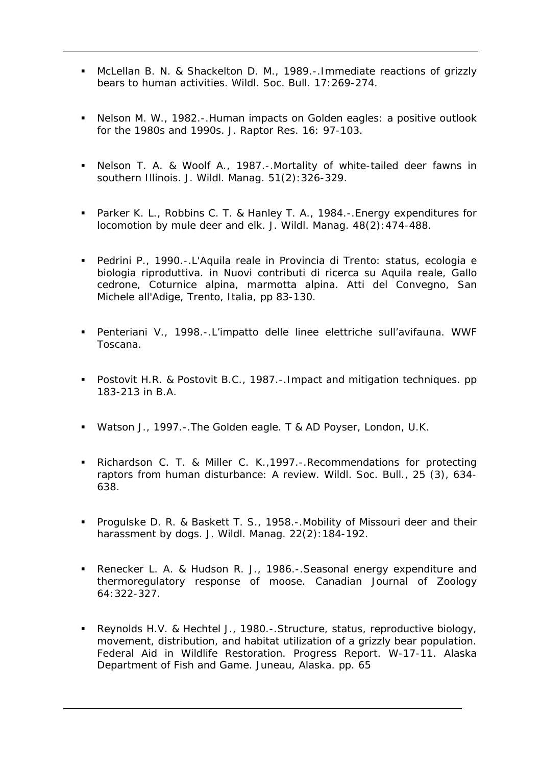- McLellan B. N. & Shackelton D. M., 1989.-.Immediate reactions of grizzly bears to human activities. Wildl. Soc. Bull. 17:269-274.

- Nelson M. W., 1982.-.Human impacts on Golden eagles: a positive outlook for the 1980s and 1990s. J. Raptor Res. 16: 97-103.

- Nelson T. A. & Woolf A., 1987.-.Mortality of white-tailed deer fawns in southern Illinois. J. Wildl. Manag. 51(2):326-329.

- Parker K. L., Robbins C. T. & Hanley T. A., 1984.-.Energy expenditures for locomotion by mule deer and elk. J. Wildl. Manag. 48(2):474-488.

- Pedrini P., 1990.-.L'Aquila reale in Provincia di Trento: status, ecologia e biologia riproduttiva. in Nuovi contributi di ricerca su Aquila reale, Gallo cedrone, Coturnice alpina, marmotta alpina. Atti del Convegno, San Michele all'Adige, Trento, Italia, pp 83-130.

- Penteriani V., 1998.-.L'impatto delle linee elettriche sull'avifauna. WWF Toscana.

- Postovit H.R. & Postovit B.C., 1987.-.Impact and mitigation techniques. pp 183-213 in B.A.

- Watson J., 1997.-.The Golden eagle. T & AD Poyser, London, U.K.

- Richardson C. T. & Miller C. K.,1997.-.Recommendations for protecting raptors from human disturbance: A review. Wildl. Soc. Bull., 25 (3), 634-638.

- Progulske D. R. & Baskett T. S., 1958.-.Mobility of Missouri deer and their harassment by dogs. J. Wildl. Manag. 22(2):184-192.

- Renecker L. A. & Hudson R. J., 1986.-.Seasonal energy expenditure and thermoregulatory response of moose. Canadian Journal of Zoology 64:322-327.

- Reynolds H.V. & Hechtel J., 1980.-.Structure, status, reproductive biology, movement, distribution, and habitat utilization of a grizzly bear population. Federal Aid in Wildlife Restoration. Progress Report. W-17-11. Alaska Department of Fish and Game. Juneau, Alaska. pp. 65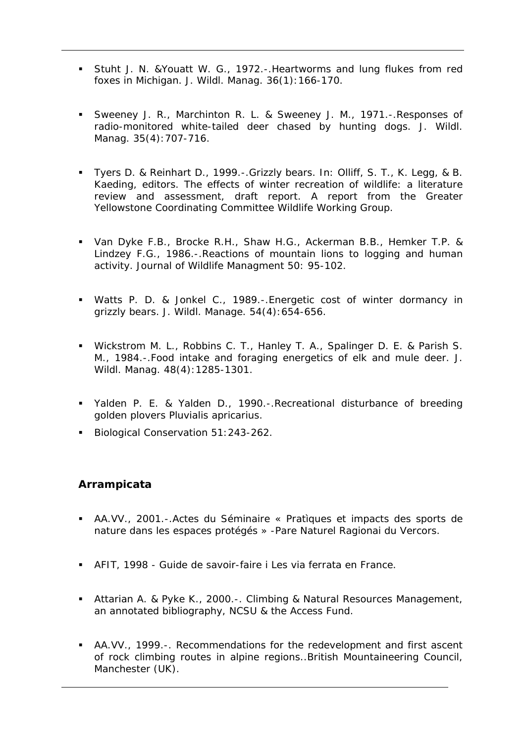- Stuht J. N. &Youatt W. G., 1972.-.Heartworms and lung flukes from red foxes in Michigan. J. Wildl. Manag. 36(1):166-170.

- Sweeney J. R., Marchinton R. L. & Sweeney J. M., 1971.-.Responses of radio-monitored white-tailed deer chased by hunting dogs. J. Wildl. Manag. 35(4):707-716.

- Tyers D. & Reinhart D., 1999.-.Grizzly bears. In: Olliff, S. T., K. Legg, & B. Kaeding, editors. The effects of winter recreation of wildlife: a literature review and assessment, draft report. A report from the Greater Yellowstone Coordinating Committee Wildlife Working Group.

- Van Dyke F.B., Brocke R.H., Shaw H.G., Ackerman B.B., Hemker T.P. & Lindzey F.G., 1986.-.Reactions of mountain lions to logging and human activity. Journal of Wildlife Managment 50: 95-102.

- Watts P. D. & Jonkel C., 1989.-.Energetic cost of winter dormancy in grizzly bears. J. Wildl. Manage. 54(4):654-656.

- Wickstrom M. L., Robbins C. T., Hanley T. A., Spalinger D. E. & Parish S. M., 1984.-.Food intake and foraging energetics of elk and mule deer. J. Wildl. Manag. 48(4):1285-1301.

- Yalden P. E. & Yalden D., 1990.-.Recreational disturbance of breeding golden plovers Pluvialis apricarius.
- Biological Conservation 51:243-262.

### Arrampicata

- AA.VV., 2001.-.Actes du Séminaire « Pratìques et impacts des sports de nature dans les espaces protégés » -Pare Naturel Ragionai du Vercors.

- AFIT, 1998 - Guide de savoir-faire i Les via ferrata en France.

- Attarian A. & Pyke K., 2000.-. Climbing & Natural Resources Management, an annotated bibliography, NCSU & the Access Fund.

- AA.VV., 1999.-. Recommendations for the redevelopment and first ascent of rock climbing routes in alpine regions..British Mountaineering Council, Manchester (UK).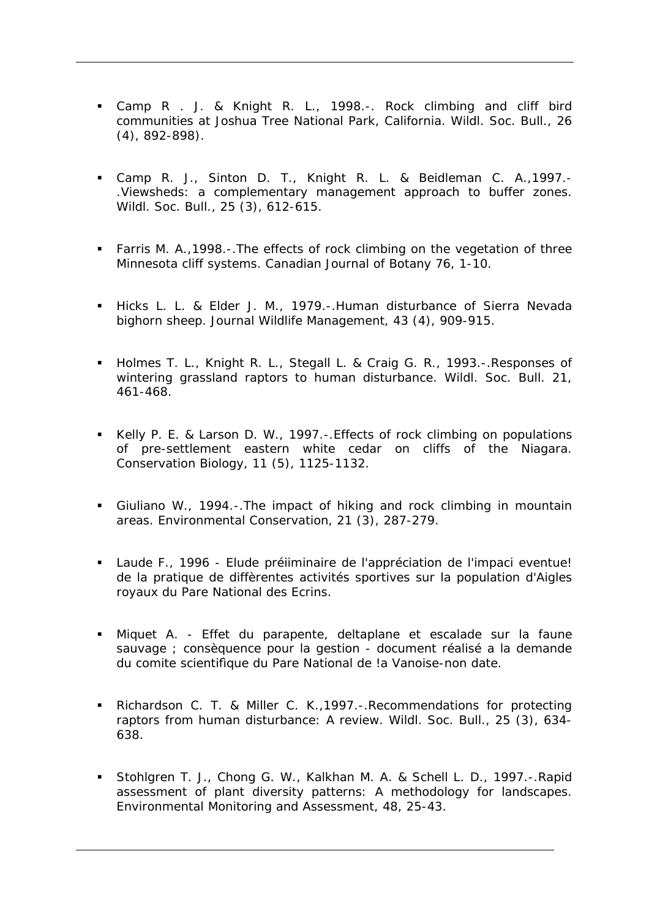- Camp R . J. & Knight R. L., 1998.-. Rock climbing and cliff bird communities at Joshua Tree National Park, California. Wildl. Soc. Bull., 26 (4), 892-898).

- Camp R. J., Sinton D. T., Knight R. L. & Beidleman C. A.,1997.-.Viewsheds: a complementary management approach to buffer zones. Wildl. Soc. Bull., 25 (3), 612-615.

- Farris M. A.,1998.-.The effects of rock climbing on the vegetation of three Minnesota cliff systems. Canadian Journal of Botany 76, 1-10.

- Hicks L. L. & Elder J. M., 1979.-.Human disturbance of Sierra Nevada bighorn sheep. Journal Wildlife Management, 43 (4), 909-915.

- Holmes T. L., Knight R. L., Stegall L. & Craig G. R., 1993.-.Responses of wintering grassland raptors to human disturbance. Wildl. Soc. Bull. 21, 461-468.

- Kelly P. E. & Larson D. W., 1997.-.Effects of rock climbing on populations of pre-settlement eastern white cedar on cliffs of the Niagara. Conservation Biology, 11 (5), 1125-1132.

- Giuliano W., 1994.-.The impact of hiking and rock climbing in mountain areas. Environmental Conservation, 21 (3), 287-279.

- Laude F., 1996 - Elude préiiminaire de l'appréciation de l'impaci eventue! de la pratique de diffèrentes activités sportives sur la population d'Aigles royaux du Pare National des Ecrins.

- Miquet A. - Effet du parapente, deltaplane et escalade sur la faune sauvage ; consèquence pour la gestion - document réalisé a la demande du comite scientifique du Pare National de !a Vanoise-non date.

- Richardson C. T. & Miller C. K.,1997.-.Recommendations for protecting raptors from human disturbance: A review. Wildl. Soc. Bull., 25 (3), 634-638.

- Stohlgren T. J., Chong G. W., Kalkhan M. A. & Schell L. D., 1997.-.Rapid assessment of plant diversity patterns: A methodology for landscapes. Environmental Monitoring and Assessment, 48, 25-43.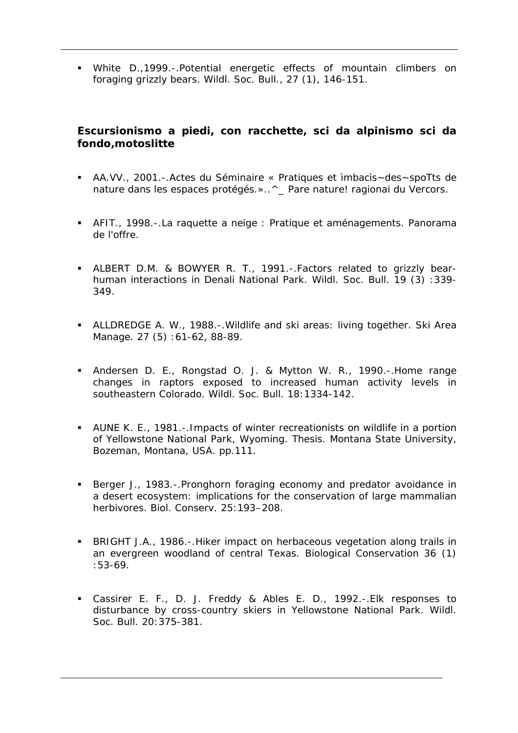- White D.,1999.-.Potential energetic effects of mountain climbers on foraging grizzly bears. Wildl. Soc. Bull., 27 (1), 146-151.

### Escursionismo a piedi, con racchette, sci da alpinismo sci da fondo,motoslitte

- AA.VV., 2001.-.Actes du Séminaire « Pratiques et ìmbacìs~des~spoTts de nature dans les espaces protégés.»..^_ Pare nature! ragionai du Vercors.

- AFIT., 1998.-.La raquette a neige : Pratique et aménagements. Panorama de l'offre.

- ALBERT D.M. & BOWYER R. T., 1991.-.Factors related to grizzly bear-human interactions in Denali National Park. Wildl. Soc. Bull. 19 (3) :339-349.

- ALLDREDGE A. W., 1988.-.Wildlife and ski areas: living together. Ski Area Manage. 27 (5) :61-62, 88-89.

- Andersen D. E., Rongstad O. J. & Mytton W. R., 1990.-.Home range changes in raptors exposed to increased human activity levels in southeastern Colorado. Wildl. Soc. Bull. 18:1334-142.

- AUNE K. E., 1981.-.Impacts of winter recreationists on wildlife in a portion of Yellowstone National Park, Wyoming. Thesis. Montana State University, Bozeman, Montana, USA. pp.111.

- Berger J., 1983.-.Pronghorn foraging economy and predator avoidance in a desert ecosystem: implications for the conservation of large mammalian herbivores. Biol. Conserv. 25:193–208.

- BRIGHT J.A., 1986.-.Hiker impact on herbaceous vegetation along trails in an evergreen woodland of central Texas. Biological Conservation 36 (1) :53-69.

- Cassirer E. F., D. J. Freddy & Ables E. D., 1992.-.Elk responses to disturbance by cross-country skiers in Yellowstone National Park. Wildl. Soc. Bull. 20:375-381.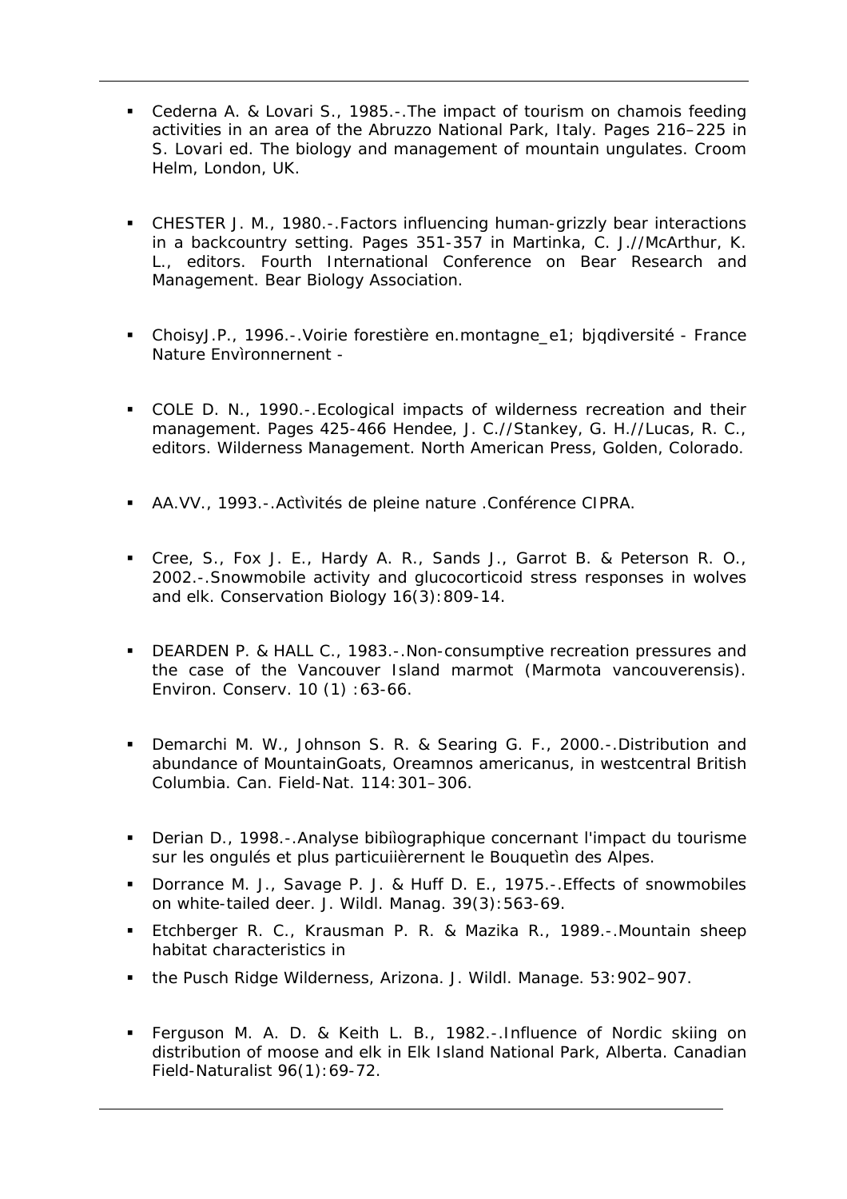- Cederna A. & Lovari S., 1985.-.The impact of tourism on chamois feeding activities in an area of the Abruzzo National Park, Italy. Pages 216–225 in S. Lovari ed. The biology and management of mountain ungulates. Croom Helm, London, UK.

- CHESTER J. M., 1980.-.Factors influencing human-grizzly bear interactions in a backcountry setting. Pages 351-357 in Martinka, C. J.//McArthur, K. L., editors. Fourth International Conference on Bear Research and Management. Bear Biology Association.

- ChoisyJ.P., 1996.-.Voirie forestière en.montagne_e1; bjqdiversité - France Nature Envìronnernent -

- COLE D. N., 1990.-.Ecological impacts of wilderness recreation and their management. Pages 425-466 Hendee, J. C.//Stankey, G. H.//Lucas, R. C., editors. Wilderness Management. North American Press, Golden, Colorado.

- AA.VV., 1993.-.Actìvités de pleine nature .Conférence CIPRA.

- Cree, S., Fox J. E., Hardy A. R., Sands J., Garrot B. & Peterson R. O., 2002.-.Snowmobile activity and glucocorticoid stress responses in wolves and elk. Conservation Biology 16(3):809-14.

- DEARDEN P. & HALL C., 1983.-.Non-consumptive recreation pressures and the case of the Vancouver Island marmot (Marmota vancouverensis). Environ. Conserv. 10 (1) :63-66.

- Demarchi M. W., Johnson S. R. & Searing G. F., 2000.-.Distribution and abundance of MountainGoats, Oreamnos americanus, in westcentral British Columbia. Can. Field-Nat. 114:301–306.

- Derian D., 1998.-.Analyse bibiìographique concernant l'impact du tourisme sur les ongulés et plus particuiièrernent le Bouquetìn des Alpes.
- Dorrance M. J., Savage P. J. & Huff D. E., 1975.-.Effects of snowmobiles on white-tailed deer. J. Wildl. Manag. 39(3):563-69.
- Etchberger R. C., Krausman P. R. & Mazika R., 1989.-.Mountain sheep habitat characteristics in
- the Pusch Ridge Wilderness, Arizona. J. Wildl. Manage. 53:902–907.

- Ferguson M. A. D. & Keith L. B., 1982.-.Influence of Nordic skiing on distribution of moose and elk in Elk Island National Park, Alberta. Canadian Field-Naturalist 96(1):69-72.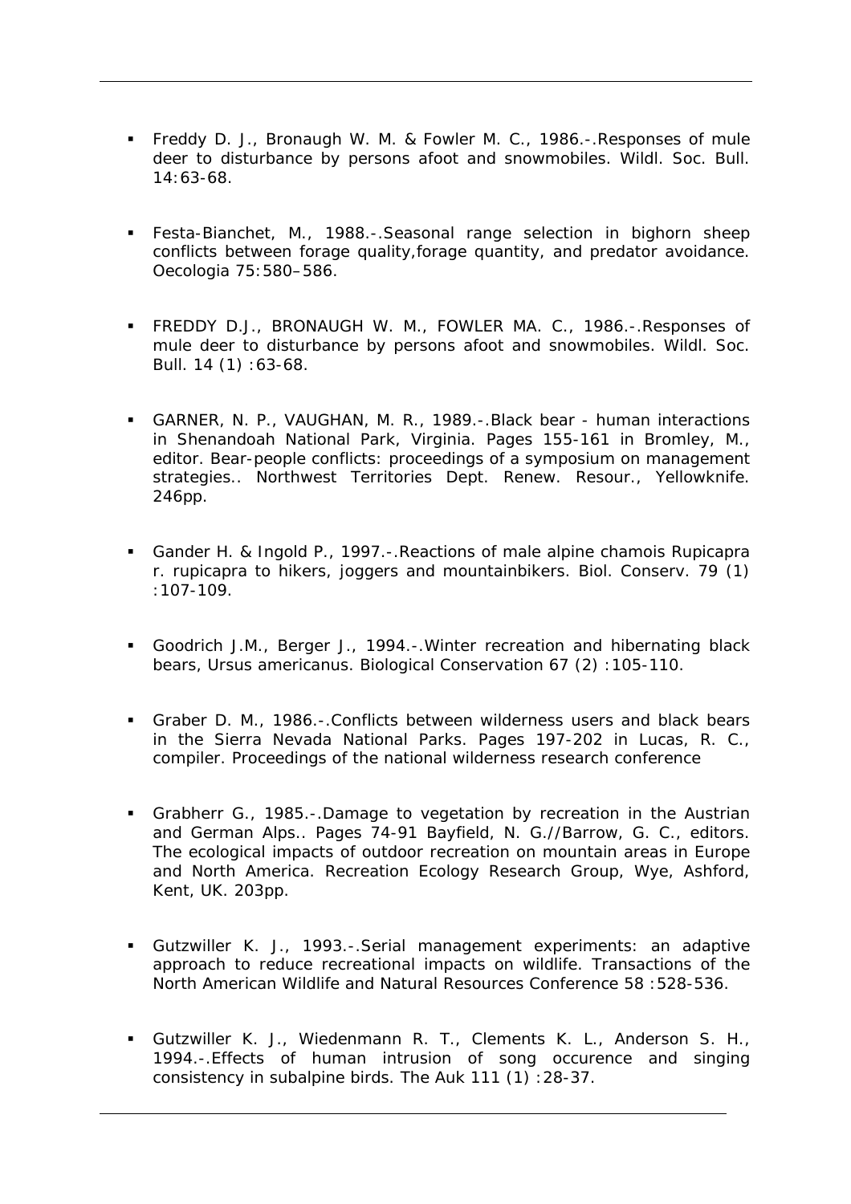- Freddy D. J., Bronaugh W. M. & Fowler M. C., 1986.-.Responses of mule deer to disturbance by persons afoot and snowmobiles. Wildl. Soc. Bull. 14:63-68.

- Festa-Bianchet, M., 1988.-.Seasonal range selection in bighorn sheep conflicts between forage quality,forage quantity, and predator avoidance. Oecologia 75:580–586.

- FREDDY D.J., BRONAUGH W. M., FOWLER MA. C., 1986.-.Responses of mule deer to disturbance by persons afoot and snowmobiles. Wildl. Soc. Bull. 14 (1) :63-68.

- GARNER, N. P., VAUGHAN, M. R., 1989.-.Black bear - human interactions in Shenandoah National Park, Virginia. Pages 155-161 in Bromley, M., editor. Bear-people conflicts: proceedings of a symposium on management strategies.. Northwest Territories Dept. Renew. Resour., Yellowknife. 246pp.

- Gander H. & Ingold P., 1997.-.Reactions of male alpine chamois Rupicapra r. rupicapra to hikers, joggers and mountainbikers. Biol. Conserv. 79 (1) :107-109.

- Goodrich J.M., Berger J., 1994.-.Winter recreation and hibernating black bears, Ursus americanus. Biological Conservation 67 (2) :105-110.

- Graber D. M., 1986.-.Conflicts between wilderness users and black bears in the Sierra Nevada National Parks. Pages 197-202 in Lucas, R. C., compiler. Proceedings of the national wilderness research conference

- Grabherr G., 1985.-.Damage to vegetation by recreation in the Austrian and German Alps.. Pages 74-91 Bayfield, N. G.//Barrow, G. C., editors. The ecological impacts of outdoor recreation on mountain areas in Europe and North America. Recreation Ecology Research Group, Wye, Ashford, Kent, UK. 203pp.

- Gutzwiller K. J., 1993.-.Serial management experiments: an adaptive approach to reduce recreational impacts on wildlife. Transactions of the North American Wildlife and Natural Resources Conference 58 :528-536.

- Gutzwiller K. J., Wiedenmann R. T., Clements K. L., Anderson S. H., 1994.-.Effects of human intrusion of song occurence and singing consistency in subalpine birds. The Auk 111 (1) :28-37.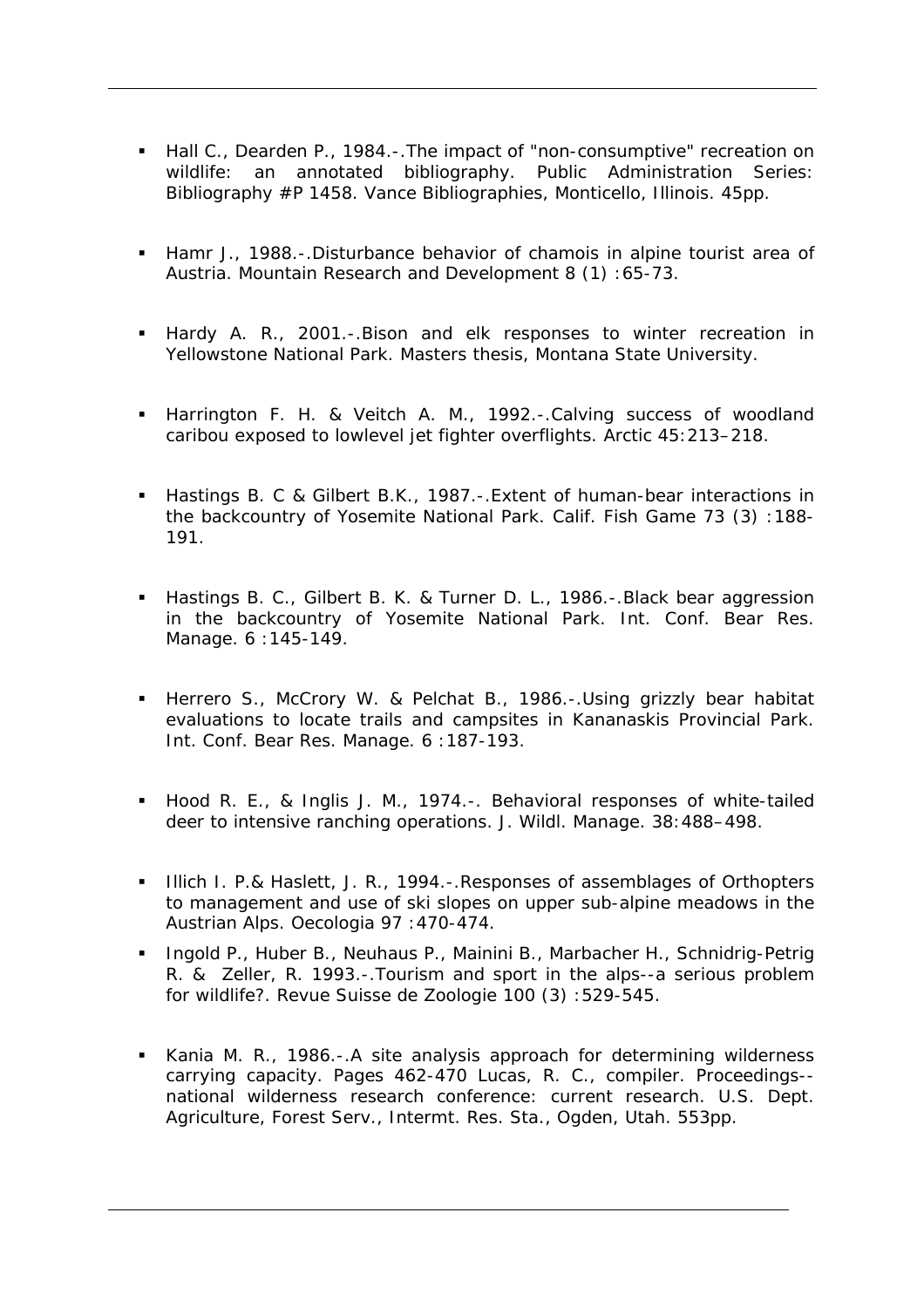- Hall C., Dearden P., 1984.-.The impact of "non-consumptive" recreation on wildlife: an annotated bibliography. Public Administration Series: Bibliography #P 1458. Vance Bibliographies, Monticello, Illinois. 45pp.

- Hamr J., 1988.-.Disturbance behavior of chamois in alpine tourist area of Austria. Mountain Research and Development 8 (1) :65-73.

- Hardy A. R., 2001.-.Bison and elk responses to winter recreation in Yellowstone National Park. Masters thesis, Montana State University.

- Harrington F. H. & Veitch A. M., 1992.-.Calving success of woodland caribou exposed to lowlevel jet fighter overflights. Arctic 45:213–218.

- Hastings B. C & Gilbert B.K., 1987.-.Extent of human-bear interactions in the backcountry of Yosemite National Park. Calif. Fish Game 73 (3) :188-191.

- Hastings B. C., Gilbert B. K. & Turner D. L., 1986.-.Black bear aggression in the backcountry of Yosemite National Park. Int. Conf. Bear Res. Manage. 6 :145-149.

- Herrero S., McCrory W. & Pelchat B., 1986.-.Using grizzly bear habitat evaluations to locate trails and campsites in Kananaskis Provincial Park. Int. Conf. Bear Res. Manage. 6 :187-193.

- Hood R. E., & Inglis J. M., 1974.-. Behavioral responses of white-tailed deer to intensive ranching operations. J. Wildl. Manage. 38:488–498.

- Illich I. P.& Haslett, J. R., 1994.-.Responses of assemblages of Orthopters to management and use of ski slopes on upper sub-alpine meadows in the Austrian Alps. Oecologia 97 :470-474.

- Ingold P., Huber B., Neuhaus P., Mainini B., Marbacher H., Schnidrig-Petrig R. & Zeller, R. 1993.-.Tourism and sport in the alps--a serious problem for wildlife?. Revue Suisse de Zoologie 100 (3) :529-545.

- Kania M. R., 1986.-.A site analysis approach for determining wilderness carrying capacity. Pages 462-470 Lucas, R. C., compiler. Proceedings--national wilderness research conference: current research. U.S. Dept. Agriculture, Forest Serv., Intermt. Res. Sta., Ogden, Utah. 553pp.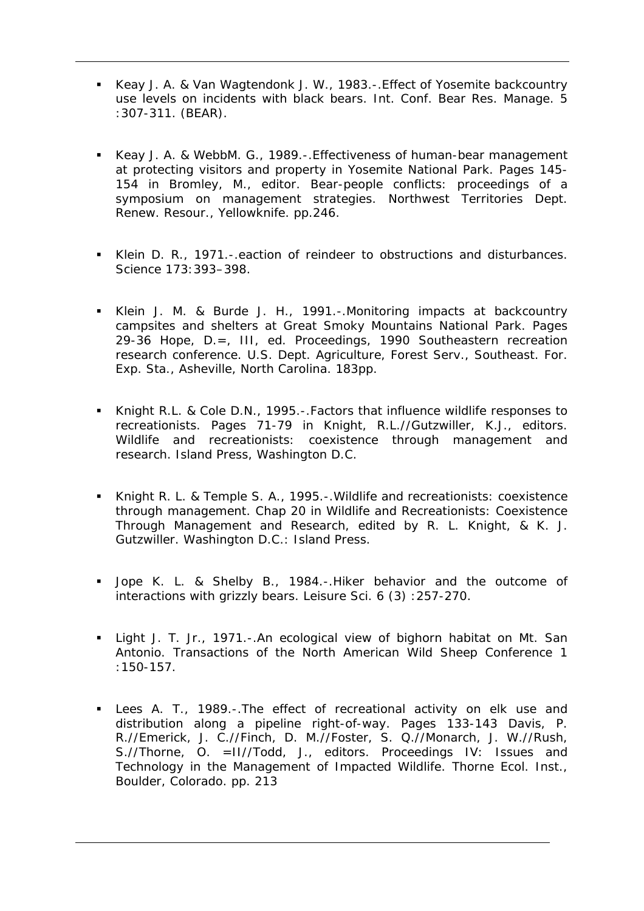- Keay J. A. & Van Wagtendonk J. W., 1983.-.Effect of Yosemite backcountry use levels on incidents with black bears. Int. Conf. Bear Res. Manage. 5 :307-311. (BEAR).

- Keay J. A. & WebbM. G., 1989.-.Effectiveness of human-bear management at protecting visitors and property in Yosemite National Park. Pages 145-154 in Bromley, M., editor. Bear-people conflicts: proceedings of a symposium on management strategies. Northwest Territories Dept. Renew. Resour., Yellowknife. pp.246.

- Klein D. R., 1971.-.eaction of reindeer to obstructions and disturbances. Science 173:393–398.

- Klein J. M. & Burde J. H., 1991.-.Monitoring impacts at backcountry campsites and shelters at Great Smoky Mountains National Park. Pages 29-36 Hope, D.=, III, ed. Proceedings, 1990 Southeastern recreation research conference. U.S. Dept. Agriculture, Forest Serv., Southeast. For. Exp. Sta., Asheville, North Carolina. 183pp.

- Knight R.L. & Cole D.N., 1995.-.Factors that influence wildlife responses to recreationists. Pages 71-79 in Knight, R.L.//Gutzwiller, K.J., editors. Wildlife and recreationists: coexistence through management and research. Island Press, Washington D.C.

- Knight R. L. & Temple S. A., 1995.-.Wildlife and recreationists: coexistence through management. Chap 20 in Wildlife and Recreationists: Coexistence Through Management and Research, edited by R. L. Knight, & K. J. Gutzwiller. Washington D.C.: Island Press.

- Jope K. L. & Shelby B., 1984.-.Hiker behavior and the outcome of interactions with grizzly bears. Leisure Sci. 6 (3) :257-270.

- Light J. T. Jr., 1971.-.An ecological view of bighorn habitat on Mt. San Antonio. Transactions of the North American Wild Sheep Conference 1 :150-157.

- Lees A. T., 1989.-.The effect of recreational activity on elk use and distribution along a pipeline right-of-way. Pages 133-143 Davis, P. R.//Emerick, J. C.//Finch, D. M.//Foster, S. Q.//Monarch, J. W.//Rush, S.//Thorne, O. =II//Todd, J., editors. Proceedings IV: Issues and Technology in the Management of Impacted Wildlife. Thorne Ecol. Inst., Boulder, Colorado. pp. 213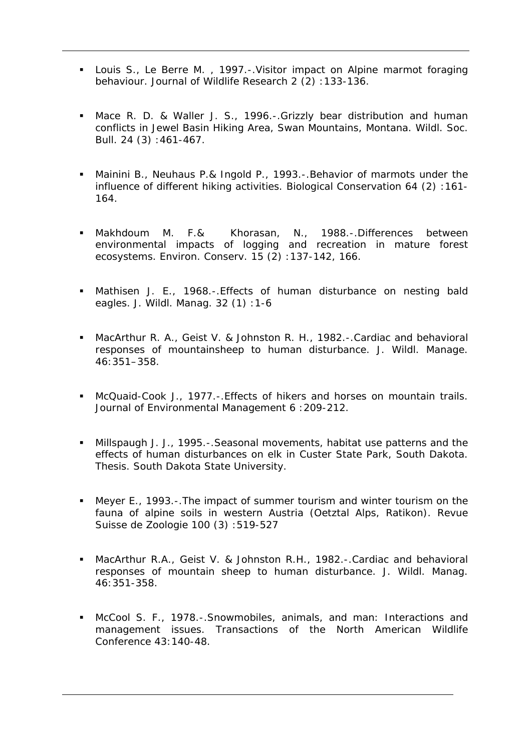- Louis S., Le Berre M. , 1997.-.Visitor impact on Alpine marmot foraging behaviour. Journal of Wildlife Research 2 (2) :133-136.

- Mace R. D. & Waller J. S., 1996.-.Grizzly bear distribution and human conflicts in Jewel Basin Hiking Area, Swan Mountains, Montana. Wildl. Soc. Bull. 24 (3) :461-467.

- Mainini B., Neuhaus P.& Ingold P., 1993.-.Behavior of marmots under the influence of different hiking activities. Biological Conservation 64 (2) :161-164.

- Makhdoum M. F.& Khorasan, N., 1988.-.Differences between environmental impacts of logging and recreation in mature forest ecosystems. Environ. Conserv. 15 (2) :137-142, 166.

- Mathisen J. E., 1968.-.Effects of human disturbance on nesting bald eagles. J. Wildl. Manag. 32 (1) :1-6

- MacArthur R. A., Geist V. & Johnston R. H., 1982.-.Cardiac and behavioral responses of mountainsheep to human disturbance. J. Wildl. Manage. 46:351–358.

- McQuaid-Cook J., 1977.-.Effects of hikers and horses on mountain trails. Journal of Environmental Management 6 :209-212.

- Millspaugh J. J., 1995.-.Seasonal movements, habitat use patterns and the effects of human disturbances on elk in Custer State Park, South Dakota. Thesis. South Dakota State University.

- Meyer E., 1993.-.The impact of summer tourism and winter tourism on the fauna of alpine soils in western Austria (Oetztal Alps, Ratikon). Revue Suisse de Zoologie 100 (3) :519-527

- MacArthur R.A., Geist V. & Johnston R.H., 1982.-.Cardiac and behavioral responses of mountain sheep to human disturbance. J. Wildl. Manag. 46:351-358.

- McCool S. F., 1978.-.Snowmobiles, animals, and man: Interactions and management issues. Transactions of the North American Wildlife Conference 43:140-48.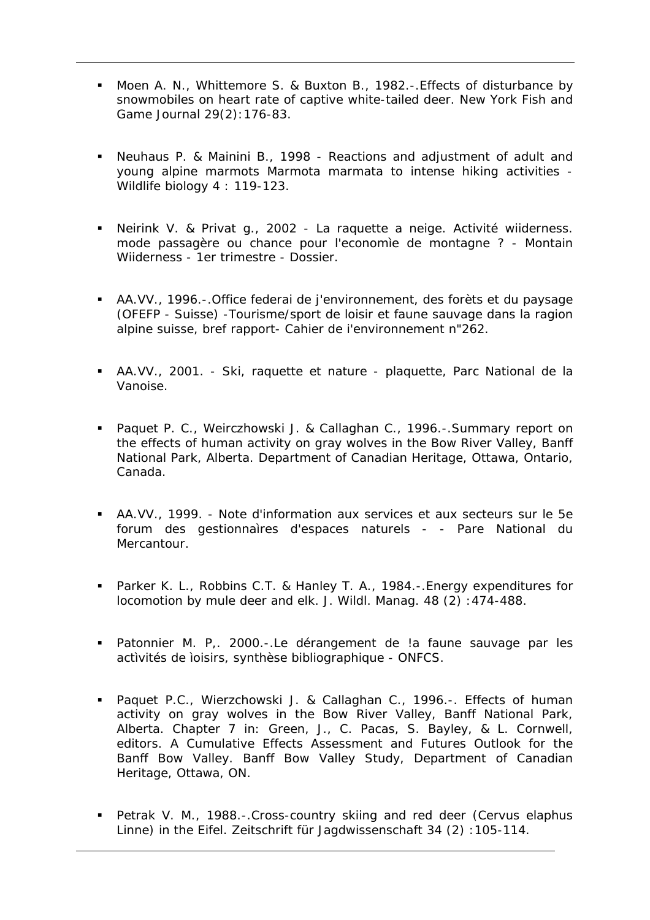- Moen A. N., Whittemore S. & Buxton B., 1982.-.Effects of disturbance by snowmobiles on heart rate of captive white-tailed deer. New York Fish and Game Journal 29(2):176-83.

- Neuhaus P. & Mainini B., 1998 - Reactions and adjustment of adult and young alpine marmots Marmota marmata to intense hiking activities - Wildlife biology 4 : 119-123.

- Neirink V. & Privat g., 2002 - La raquette a neige. Activité wiiderness. mode passagère ou chance pour l'economìe de montagne ? - Montain Wiiderness - 1er trimestre - Dossier.

- AA.VV., 1996.-.Office federai de j'environnement, des forèts et du paysage (OFEFP - Suisse) -Tourisme/sport de loisir et faune sauvage dans la ragion alpine suisse, bref rapport- Cahier de i'environnement n"262.

- AA.VV., 2001. - Ski, raquette et nature - plaquette, Parc National de la Vanoise.

- Paquet P. C., Weirczhowski J. & Callaghan C., 1996.-.Summary report on the effects of human activity on gray wolves in the Bow River Valley, Banff National Park, Alberta. Department of Canadian Heritage, Ottawa, Ontario, Canada.

- AA.VV., 1999. - Note d'information aux services et aux secteurs sur le 5e forum des gestionnaìres d'espaces naturels - - Pare National du Mercantour.

- Parker K. L., Robbins C.T. & Hanley T. A., 1984.-.Energy expenditures for locomotion by mule deer and elk. J. Wildl. Manag. 48 (2) :474-488.

- Patonnier M. P,. 2000.-.Le dérangement de !a faune sauvage par les actìvités de ìoisirs, synthèse bibliographique - ONFCS.

- Paquet P.C., Wierzchowski J. & Callaghan C., 1996.-. Effects of human activity on gray wolves in the Bow River Valley, Banff National Park, Alberta. Chapter 7 in: Green, J., C. Pacas, S. Bayley, & L. Cornwell, editors. A Cumulative Effects Assessment and Futures Outlook for the Banff Bow Valley. Banff Bow Valley Study, Department of Canadian Heritage, Ottawa, ON.

- Petrak V. M., 1988.-.Cross-country skiing and red deer (Cervus elaphus Linne) in the Eifel. Zeitschrift für Jagdwissenschaft 34 (2) :105-114.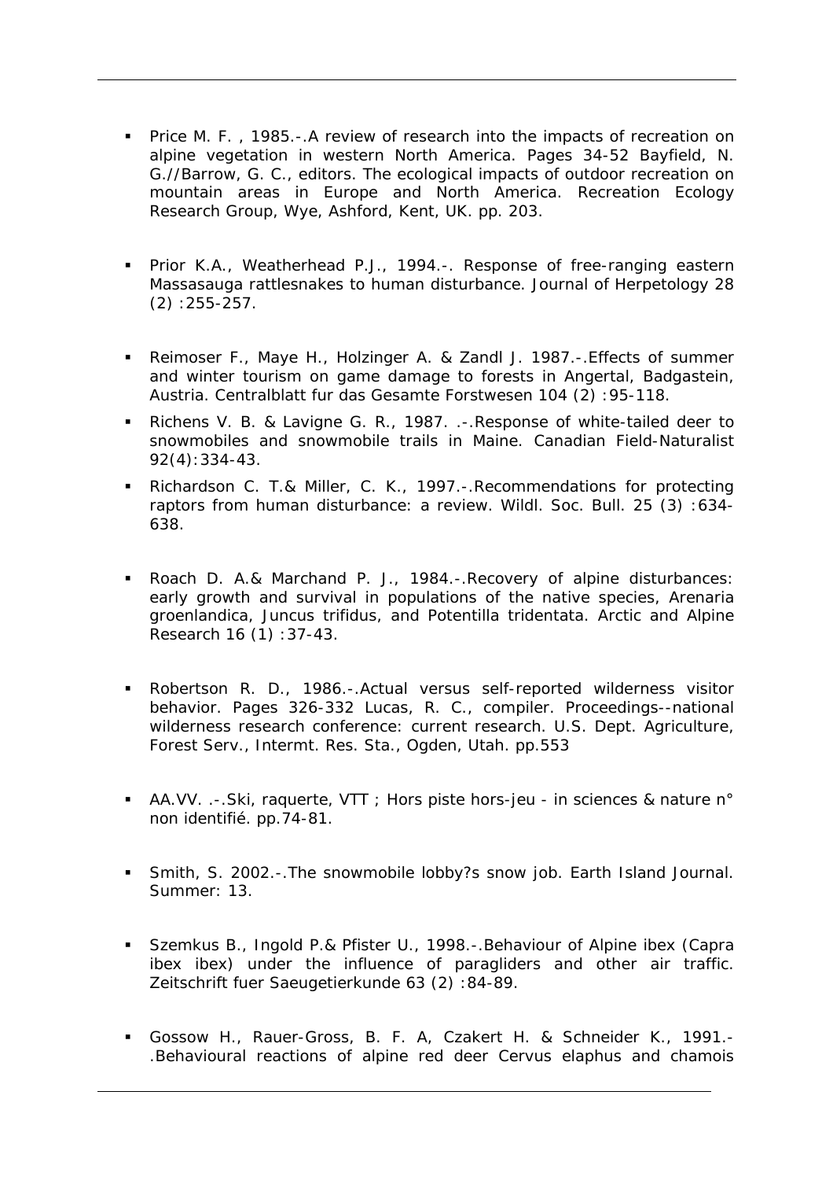- Price M. F. , 1985.-.A review of research into the impacts of recreation on alpine vegetation in western North America. Pages 34-52 Bayfield, N. G.//Barrow, G. C., editors. The ecological impacts of outdoor recreation on mountain areas in Europe and North America. Recreation Ecology Research Group, Wye, Ashford, Kent, UK. pp. 203.

- Prior K.A., Weatherhead P.J., 1994.-. Response of free-ranging eastern Massasauga rattlesnakes to human disturbance. Journal of Herpetology 28 (2) :255-257.

- Reimoser F., Maye H., Holzinger A. & Zandl J. 1987.-.Effects of summer and winter tourism on game damage to forests in Angertal, Badgastein, Austria. Centralblatt fur das Gesamte Forstwesen 104 (2) :95-118.
- Richens V. B. & Lavigne G. R., 1987. .-.Response of white-tailed deer to snowmobiles and snowmobile trails in Maine. Canadian Field-Naturalist 92(4):334-43.
- Richardson C. T.& Miller, C. K., 1997.-.Recommendations for protecting raptors from human disturbance: a review. Wildl. Soc. Bull. 25 (3) :634-638.

- Roach D. A.& Marchand P. J., 1984.-.Recovery of alpine disturbances: early growth and survival in populations of the native species, Arenaria groenlandica, Juncus trifidus, and Potentilla tridentata. Arctic and Alpine Research 16 (1) :37-43.

- Robertson R. D., 1986.-.Actual versus self-reported wilderness visitor behavior. Pages 326-332 Lucas, R. C., compiler. Proceedings--national wilderness research conference: current research. U.S. Dept. Agriculture, Forest Serv., Intermt. Res. Sta., Ogden, Utah. pp.553

- AA.VV. .-.Ski, raquerte, VTT ; Hors piste hors-jeu - in sciences & nature n° non identifié. pp.74-81.

- Smith, S. 2002.-.The snowmobile lobby?s snow job. Earth Island Journal. Summer: 13.

- Szemkus B., Ingold P.& Pfister U., 1998.-.Behaviour of Alpine ibex (Capra ibex ibex) under the influence of paragliders and other air traffic. Zeitschrift fuer Saeugetierkunde 63 (2) :84-89.

- Gossow H., Rauer-Gross, B. F. A, Czakert H. & Schneider K., 1991.-.Behavioural reactions of alpine red deer Cervus elaphus and chamois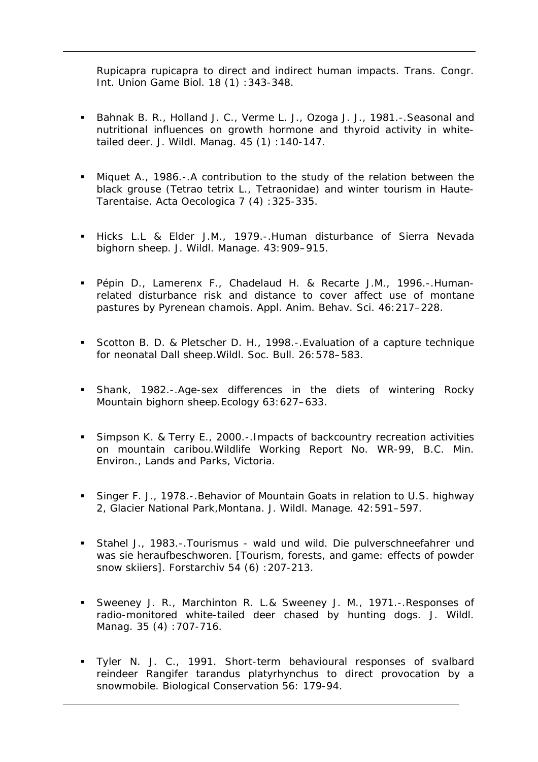Rupicapra rupicapra to direct and indirect human impacts. Trans. Congr. Int. Union Game Biol. 18 (1) :343-348.

- Bahnak B. R., Holland J. C., Verme L. J., Ozoga J. J., 1981.-.Seasonal and nutritional influences on growth hormone and thyroid activity in white-tailed deer. J. Wildl. Manag. 45 (1) :140-147.

- Miquet A., 1986.-.A contribution to the study of the relation between the black grouse (Tetrao tetrix L., Tetraonidae) and winter tourism in Haute-Tarentaise. Acta Oecologica 7 (4) :325-335.

- Hicks L.L & Elder J.M., 1979.-.Human disturbance of Sierra Nevada bighorn sheep. J. Wildl. Manage. 43:909–915.

- Pépin D., Lamerenx F., Chadelaud H. & Recarte J.M., 1996.-.Human-related disturbance risk and distance to cover affect use of montane pastures by Pyrenean chamois. Appl. Anim. Behav. Sci. 46:217–228.

- Scotton B. D. & Pletscher D. H., 1998.-.Evaluation of a capture technique for neonatal Dall sheep.Wildl. Soc. Bull. 26:578–583.

- Shank, 1982.-.Age-sex differences in the diets of wintering Rocky Mountain bighorn sheep.Ecology 63:627–633.

- Simpson K. & Terry E., 2000.-.Impacts of backcountry recreation activities on mountain caribou.Wildlife Working Report No. WR-99, B.C. Min. Environ., Lands and Parks, Victoria.

- Singer F. J., 1978.-.Behavior of Mountain Goats in relation to U.S. highway 2, Glacier National Park,Montana. J. Wildl. Manage. 42:591–597.

- Stahel J., 1983.-.Tourismus - wald und wild. Die pulverschneefahrer und was sie heraufbeschworen. [Tourism, forests, and game: effects of powder snow skiiers]. Forstarchiv 54 (6) :207-213.

- Sweeney J. R., Marchinton R. L.& Sweeney J. M., 1971.-.Responses of radio-monitored white-tailed deer chased by hunting dogs. J. Wildl. Manag. 35 (4) :707-716.

- Tyler N. J. C., 1991. Short-term behavioural responses of svalbard reindeer Rangifer tarandus platyrhynchus to direct provocation by a snowmobile. Biological Conservation 56: 179-94.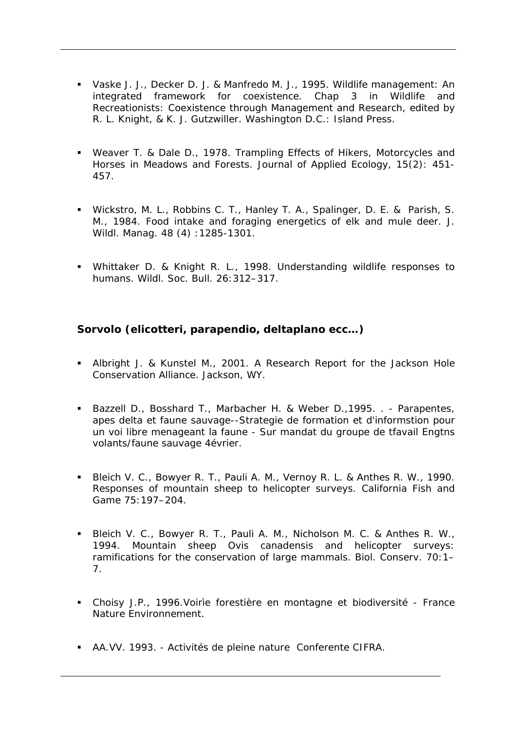- Vaske J. J., Decker D. J. & Manfredo M. J., 1995. Wildlife management: An integrated framework for coexistence. Chap 3 in Wildlife and Recreationists: Coexistence through Management and Research, edited by R. L. Knight, & K. J. Gutzwiller. Washington D.C.: Island Press.

- Weaver T. & Dale D., 1978. Trampling Effects of Hikers, Motorcycles and Horses in Meadows and Forests. Journal of Applied Ecology, 15(2): 451-457.

- Wickstro, M. L., Robbins C. T., Hanley T. A., Spalinger, D. E. & Parish, S. M., 1984. Food intake and foraging energetics of elk and mule deer. J. Wildl. Manag. 48 (4) :1285-1301.

- Whittaker D. & Knight R. L., 1998. Understanding wildlife responses to humans. Wildl. Soc. Bull. 26:312–317.

**Sorvolo (elicotteri, parapendio, deltaplano ecc…)**

- Albright J. & Kunstel M., 2001. A Research Report for the Jackson Hole Conservation Alliance. Jackson, WY.

- Bazzell D., Bosshard T., Marbacher H. & Weber D.,1995. . - Parapentes, apes delta et faune sauvage--Strategie de formation et d'informstion pour un voi libre menageant la faune - Sur mandat du groupe de tfavail Engtns volants/faune sauvage 4évrier.

- Bleich V. C., Bowyer R. T., Pauli A. M., Vernoy R. L. & Anthes R. W., 1990. Responses of mountain sheep to helicopter surveys. California Fish and Game 75:197–204.

- Bleich V. C., Bowyer R. T., Pauli A. M., Nicholson M. C. & Anthes R. W., 1994. Mountain sheep Ovis canadensis and helicopter surveys: ramifications for the conservation of large mammals. Biol. Conserv. 70:1–7.

- Choisy J.P., 1996.Voirìe forestière en montagne et biodiversité - France Nature Environnement.

- AA.VV. 1993. - Activités de pleine nature Conferente CIFRA.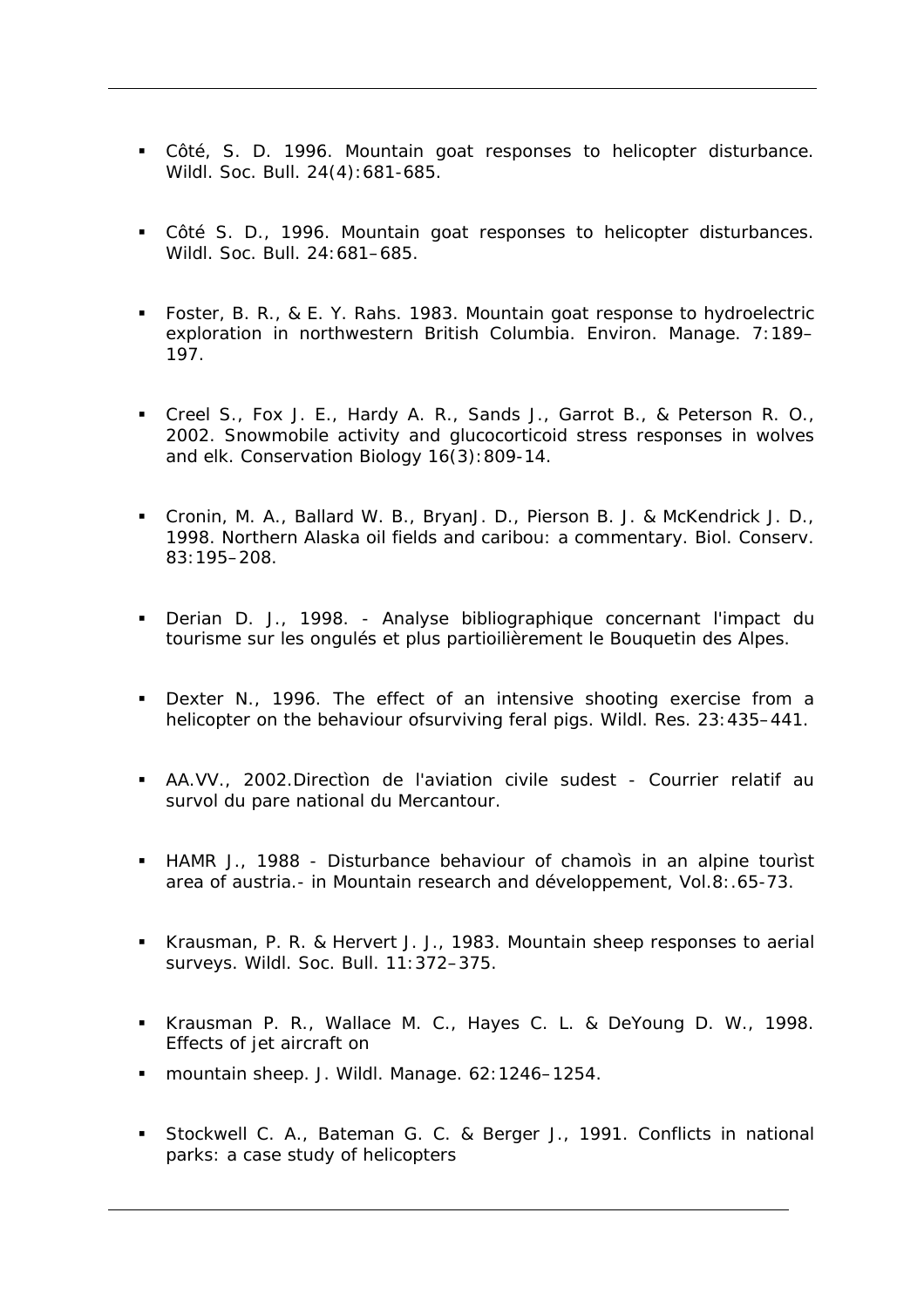- Côté, S. D. 1996. Mountain goat responses to helicopter disturbance. Wildl. Soc. Bull. 24(4):681-685.

- Côté S. D., 1996. Mountain goat responses to helicopter disturbances. Wildl. Soc. Bull. 24:681–685.

- Foster, B. R., & E. Y. Rahs. 1983. Mountain goat response to hydroelectric exploration in northwestern British Columbia. Environ. Manage. 7:189–197.

- Creel S., Fox J. E., Hardy A. R., Sands J., Garrot B., & Peterson R. O., 2002. Snowmobile activity and glucocorticoid stress responses in wolves and elk. Conservation Biology 16(3):809-14.

- Cronin, M. A., Ballard W. B., BryanJ. D., Pierson B. J. & McKendrick J. D., 1998. Northern Alaska oil fields and caribou: a commentary. Biol. Conserv. 83:195–208.

- Derian D. J., 1998. - Analyse bibliographique concernant l'impact du tourisme sur les ongulés et plus partioilièrement le Bouquetin des Alpes.

- Dexter N., 1996. The effect of an intensive shooting exercise from a helicopter on the behaviour ofsurviving feral pigs. Wildl. Res. 23:435–441.

- AA.VV., 2002.Directìon de l'aviation civile sudest - Courrier relatif au survol du pare national du Mercantour.

- HAMR J., 1988 - Disturbance behaviour of chamoìs in an alpine tourìst area of austria.- in Mountain research and développement, Vol.8:.65-73.

- Krausman, P. R. & Hervert J. J., 1983. Mountain sheep responses to aerial surveys. Wildl. Soc. Bull. 11:372–375.

- Krausman P. R., Wallace M. C., Hayes C. L. & DeYoung D. W., 1998. Effects of jet aircraft on

- mountain sheep. J. Wildl. Manage. 62:1246–1254.

- Stockwell C. A., Bateman G. C. & Berger J., 1991. Conflicts in national parks: a case study of helicopters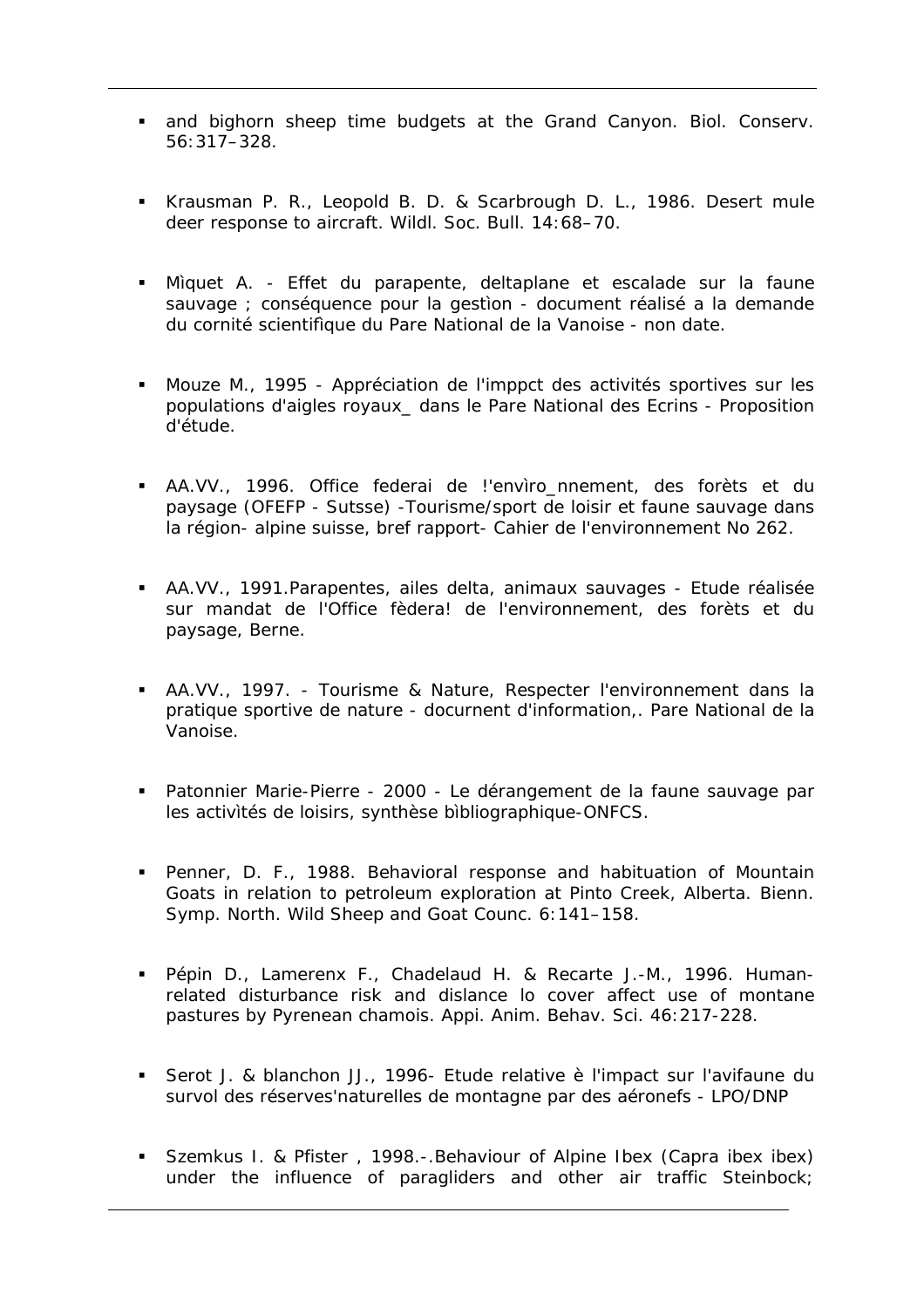- and bighorn sheep time budgets at the Grand Canyon. Biol. Conserv. 56:317–328.

- Krausman P. R., Leopold B. D. & Scarbrough D. L., 1986. Desert mule deer response to aircraft. Wildl. Soc. Bull. 14:68–70.

- Mìquet A. - Effet du parapente, deltaplane et escalade sur la faune sauvage ; conséquence pour la gestìon - document réalisé a la demande du cornité scientifique du Pare National de la Vanoise - non date.

- Mouze M., 1995 - Appréciation de l'imppct des activités sportives sur les populations d'aigles royaux_ dans le Pare National des Ecrins - Proposition d'étude.

- AA.VV., 1996. Office federai de !'envìro_nnement, des forèts et du paysage (OFEFP - Sutsse) -Tourisme/sport de loisir et faune sauvage dans la région- alpine suisse, bref rapport- Cahier de l'environnement No 262.

- AA.VV., 1991.Parapentes, ailes delta, animaux sauvages - Etude réalisée sur mandat de l'Office fèdera! de l'environnement, des forèts et du paysage, Berne.

- AA.VV., 1997. - Tourisme & Nature, Respecter l'environnement dans la pratique sportive de nature - docurnent d'information,. Pare National de la Vanoise.

- Patonnier Marie-Pierre - 2000 - Le dérangement de la faune sauvage par les activìtés de loisirs, synthèse bìbliographique-ONFCS.

- Penner, D. F., 1988. Behavioral response and habituation of Mountain Goats in relation to petroleum exploration at Pinto Creek, Alberta. Bienn. Symp. North. Wild Sheep and Goat Counc. 6:141–158.

- Pépin D., Lamerenx F., Chadelaud H. & Recarte J.-M., 1996. Human-related disturbance risk and dislance lo cover affect use of montane pastures by Pyrenean chamois. Appi. Anim. Behav. Sci. 46:217-228.

- Serot J. & blanchon JJ., 1996- Etude relative è l'impact sur l'avifaune du survol des réserves'naturelles de montagne par des aéronefs - LPO/DNP

- Szemkus I. & Pfister , 1998.-.Behaviour of Alpine Ibex (Capra ibex ibex) under the influence of paragliders and other air traffic Steinbock;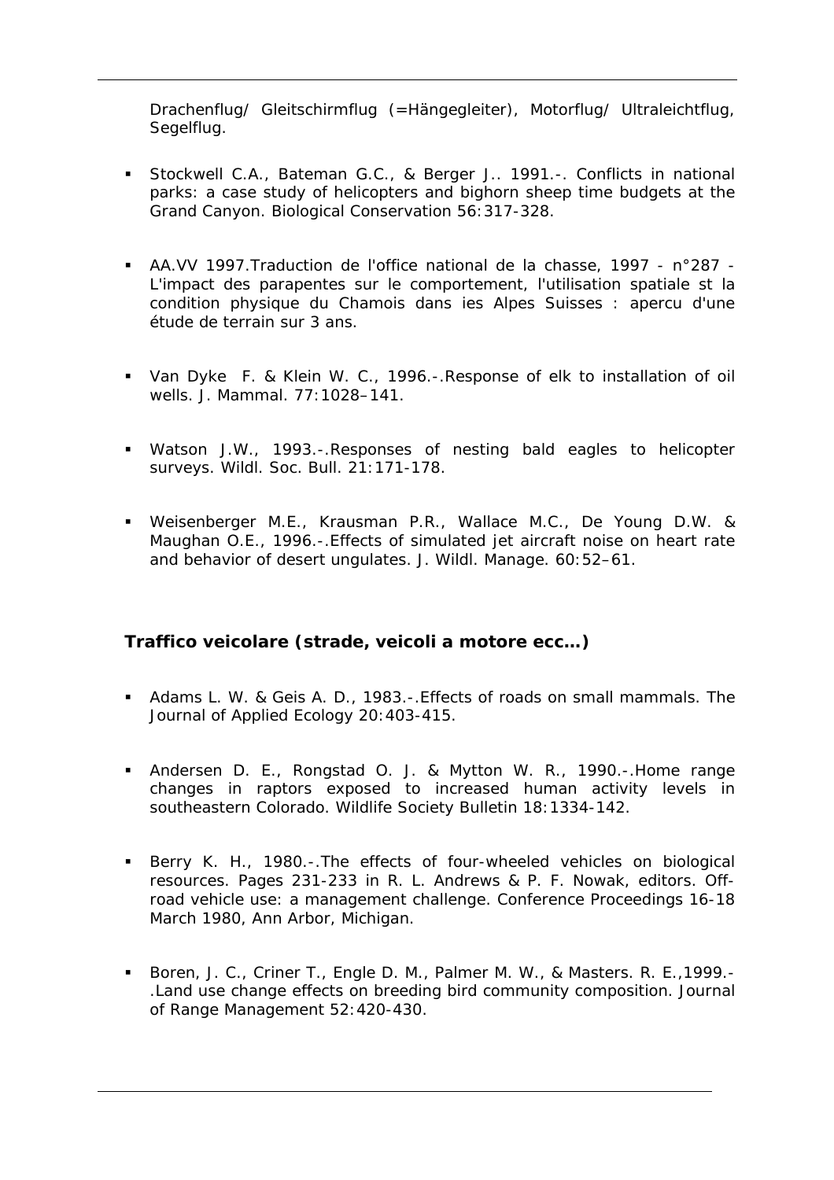Drachenflug/ Gleitschirmflug (=Hängegleiter), Motorflug/ Ultraleichtflug, Segelflug.

- Stockwell C.A., Bateman G.C., & Berger J.. 1991.-. Conflicts in national parks: a case study of helicopters and bighorn sheep time budgets at the Grand Canyon. Biological Conservation 56:317-328.

- AA.VV 1997.Traduction de l'office national de la chasse, 1997 - n°287 - L'impact des parapentes sur le comportement, l'utilisation spatiale st la condition physique du Chamois dans ies Alpes Suisses : apercu d'une étude de terrain sur 3 ans.

- Van Dyke F. & Klein W. C., 1996.-.Response of elk to installation of oil wells. J. Mammal. 77:1028–141.

- Watson J.W., 1993.-.Responses of nesting bald eagles to helicopter surveys. Wildl. Soc. Bull. 21:171-178.

- Weisenberger M.E., Krausman P.R., Wallace M.C., De Young D.W. & Maughan O.E., 1996.-.Effects of simulated jet aircraft noise on heart rate and behavior of desert ungulates. J. Wildl. Manage. 60:52–61.

### Traffico veicolare (strade, veicoli a motore ecc…)

- Adams L. W. & Geis A. D., 1983.-.Effects of roads on small mammals. The Journal of Applied Ecology 20:403-415.

- Andersen D. E., Rongstad O. J. & Mytton W. R., 1990.-.Home range changes in raptors exposed to increased human activity levels in southeastern Colorado. Wildlife Society Bulletin 18:1334-142.

- Berry K. H., 1980.-.The effects of four-wheeled vehicles on biological resources. Pages 231-233 in R. L. Andrews & P. F. Nowak, editors. Off-road vehicle use: a management challenge. Conference Proceedings 16-18 March 1980, Ann Arbor, Michigan.

- Boren, J. C., Criner T., Engle D. M., Palmer M. W., & Masters. R. E.,1999.-.Land use change effects on breeding bird community composition. Journal of Range Management 52:420-430.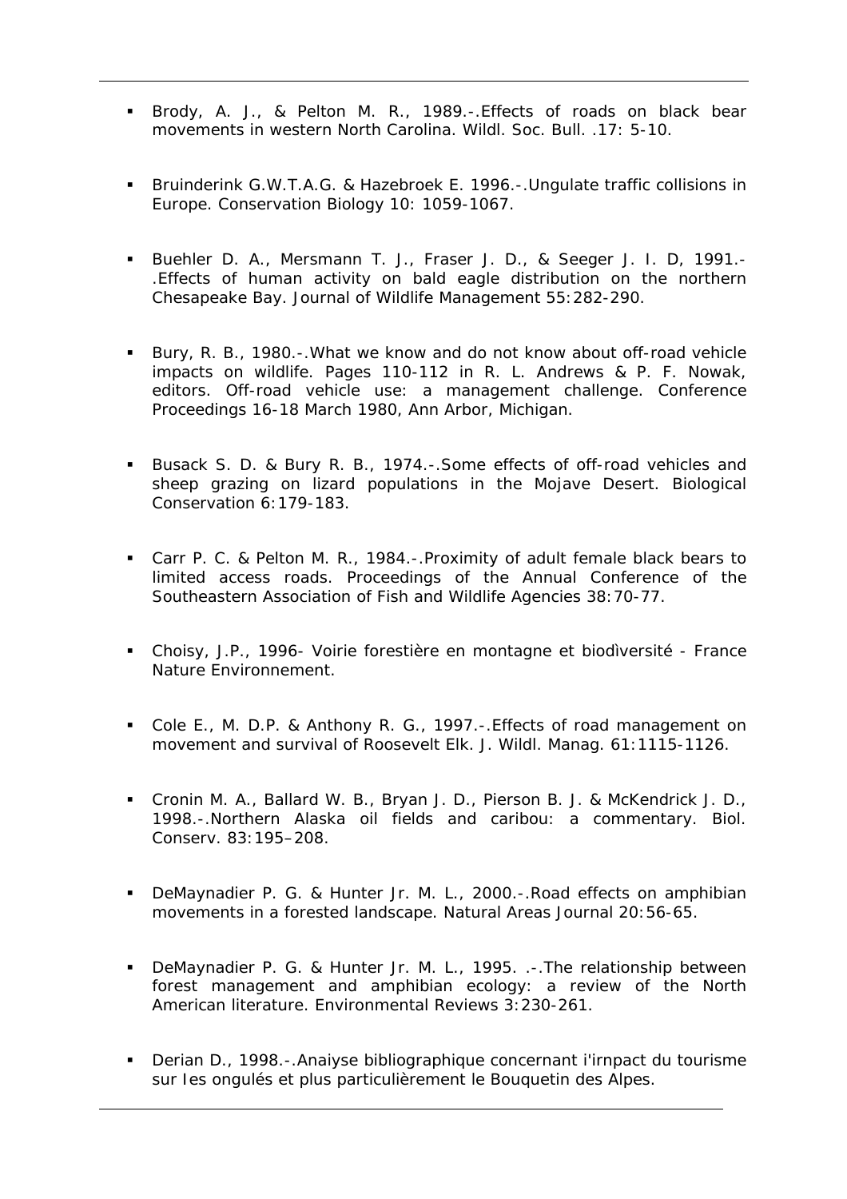- Brody, A. J., & Pelton M. R., 1989.-.Effects of roads on black bear movements in western North Carolina. Wildl. Soc. Bull. .17: 5-10.

- Bruinderink G.W.T.A.G. & Hazebroek E. 1996.-.Ungulate traffic collisions in Europe. Conservation Biology 10: 1059-1067.

- Buehler D. A., Mersmann T. J., Fraser J. D., & Seeger J. I. D, 1991.-.Effects of human activity on bald eagle distribution on the northern Chesapeake Bay. Journal of Wildlife Management 55:282-290.

- Bury, R. B., 1980.-.What we know and do not know about off-road vehicle impacts on wildlife. Pages 110-112 in R. L. Andrews & P. F. Nowak, editors. Off-road vehicle use: a management challenge. Conference Proceedings 16-18 March 1980, Ann Arbor, Michigan.

- Busack S. D. & Bury R. B., 1974.-.Some effects of off-road vehicles and sheep grazing on lizard populations in the Mojave Desert. Biological Conservation 6:179-183.

- Carr P. C. & Pelton M. R., 1984.-.Proximity of adult female black bears to limited access roads. Proceedings of the Annual Conference of the Southeastern Association of Fish and Wildlife Agencies 38:70-77.

- Choisy, J.P., 1996- Voirie forestière en montagne et biodìversité - France Nature Environnement.

- Cole E., M. D.P. & Anthony R. G., 1997.-.Effects of road management on movement and survival of Roosevelt Elk. J. Wildl. Manag. 61:1115-1126.

- Cronin M. A., Ballard W. B., Bryan J. D., Pierson B. J. & McKendrick J. D., 1998.-.Northern Alaska oil fields and caribou: a commentary. Biol. Conserv. 83:195–208.

- DeMaynadier P. G. & Hunter Jr. M. L., 2000.-.Road effects on amphibian movements in a forested landscape. Natural Areas Journal 20:56-65.

- DeMaynadier P. G. & Hunter Jr. M. L., 1995. .-.The relationship between forest management and amphibian ecology: a review of the North American literature. Environmental Reviews 3:230-261.

- Derian D., 1998.-.Anaiyse bibliographique concernant i'irnpact du tourisme sur Ies ongulés et plus particulièrement le Bouquetin des Alpes.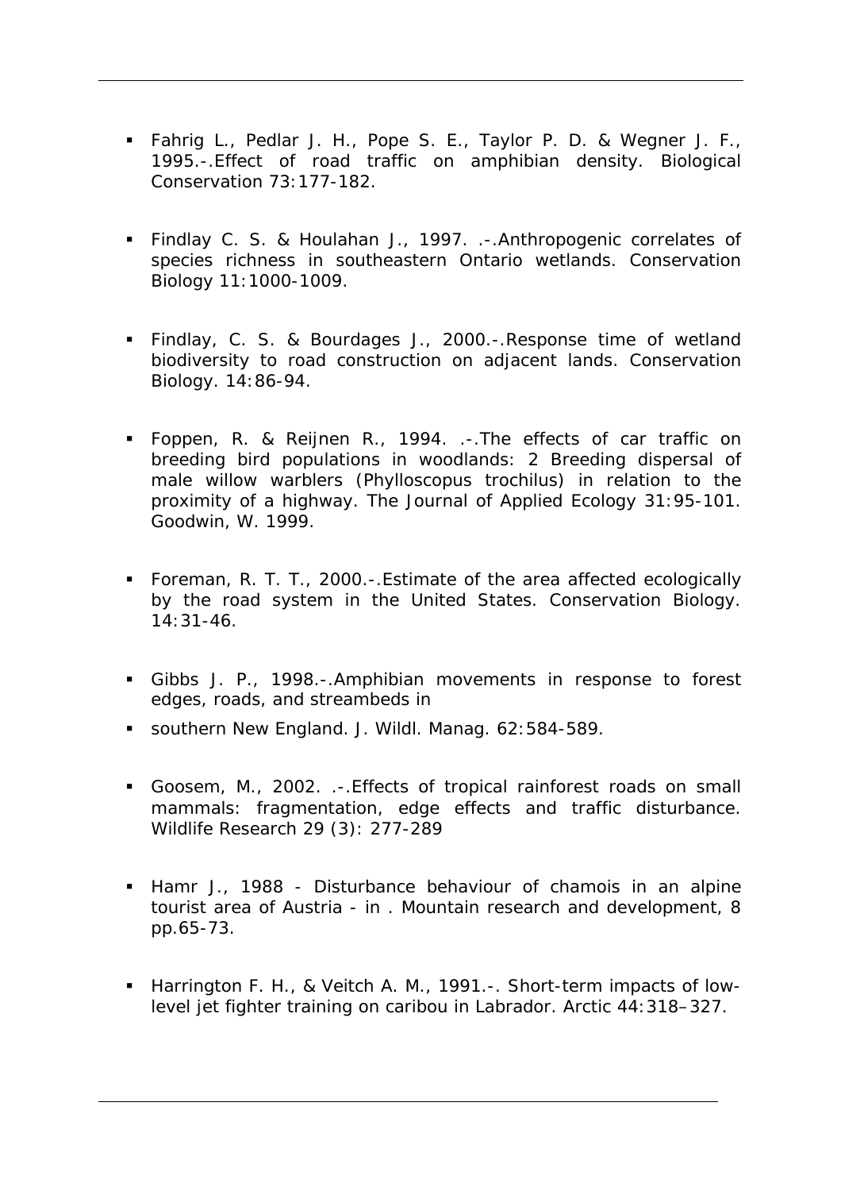- Fahrig L., Pedlar J. H., Pope S. E., Taylor P. D. & Wegner J. F., 1995.-.Effect of road traffic on amphibian density. Biological Conservation 73:177-182.

- Findlay C. S. & Houlahan J., 1997. .-.Anthropogenic correlates of species richness in southeastern Ontario wetlands. Conservation Biology 11:1000-1009.

- Findlay, C. S. & Bourdages J., 2000.-.Response time of wetland biodiversity to road construction on adjacent lands. Conservation Biology. 14:86-94.

- Foppen, R. & Reijnen R., 1994. .-.The effects of car traffic on breeding bird populations in woodlands: 2 Breeding dispersal of male willow warblers (Phylloscopus trochilus) in relation to the proximity of a highway. The Journal of Applied Ecology 31:95-101. Goodwin, W. 1999.

- Foreman, R. T. T., 2000.-.Estimate of the area affected ecologically by the road system in the United States. Conservation Biology. 14:31-46.

- Gibbs J. P., 1998.-.Amphibian movements in response to forest edges, roads, and streambeds in
- southern New England. J. Wildl. Manag. 62:584-589.

- Goosem, M., 2002. .-.Effects of tropical rainforest roads on small mammals: fragmentation, edge effects and traffic disturbance. Wildlife Research 29 (3): 277-289

- Hamr J., 1988 - Disturbance behaviour of chamois in an alpine tourist area of Austria - in . Mountain research and development, 8 pp.65-73.

- Harrington F. H., & Veitch A. M., 1991.-. Short-term impacts of low-level jet fighter training on caribou in Labrador. Arctic 44:318–327.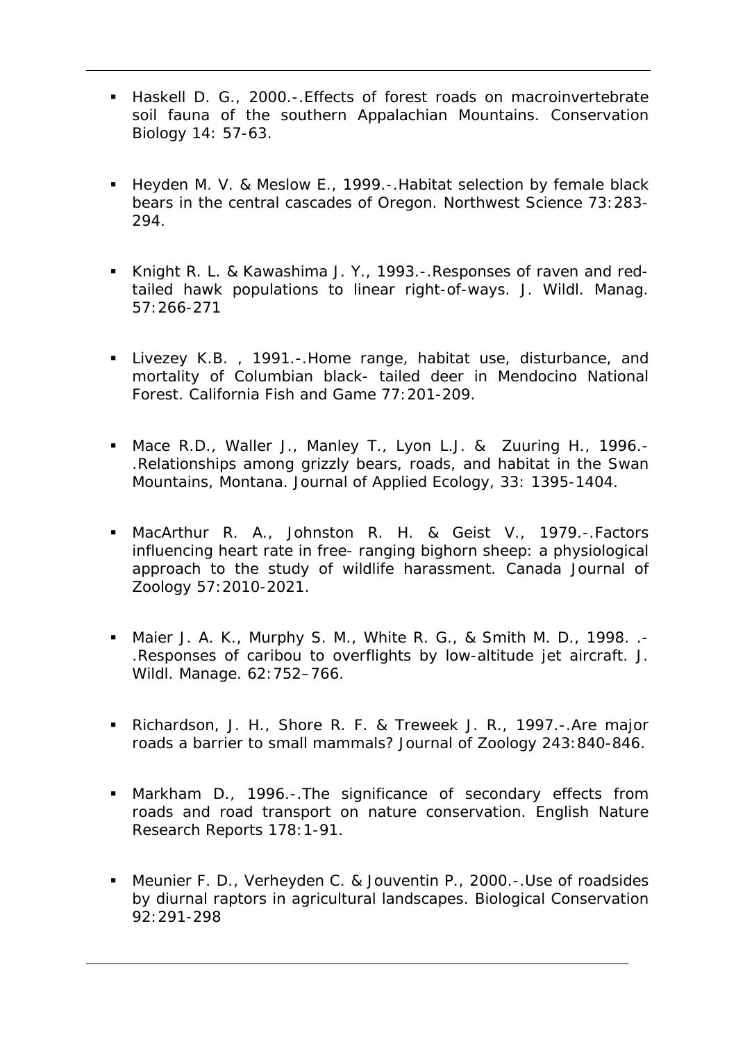- Haskell D. G., 2000.-.Effects of forest roads on macroinvertebrate soil fauna of the southern Appalachian Mountains. Conservation Biology 14: 57-63.

- Heyden M. V. & Meslow E., 1999.-.Habitat selection by female black bears in the central cascades of Oregon. Northwest Science 73:283-294.

- Knight R. L. & Kawashima J. Y., 1993.-.Responses of raven and red-tailed hawk populations to linear right-of-ways. J. Wildl. Manag. 57:266-271

- Livezey K.B. , 1991.-.Home range, habitat use, disturbance, and mortality of Columbian black- tailed deer in Mendocino National Forest. California Fish and Game 77:201-209.

- Mace R.D., Waller J., Manley T., Lyon L.J. & Zuuring H., 1996.-.Relationships among grizzly bears, roads, and habitat in the Swan Mountains, Montana. Journal of Applied Ecology, 33: 1395-1404.

- MacArthur R. A., Johnston R. H. & Geist V., 1979.-.Factors influencing heart rate in free- ranging bighorn sheep: a physiological approach to the study of wildlife harassment. Canada Journal of Zoology 57:2010-2021.

- Maier J. A. K., Murphy S. M., White R. G., & Smith M. D., 1998. .-.Responses of caribou to overflights by low-altitude jet aircraft. J. Wildl. Manage. 62:752–766.

- Richardson, J. H., Shore R. F. & Treweek J. R., 1997.-.Are major roads a barrier to small mammals? Journal of Zoology 243:840-846.

- Markham D., 1996.-.The significance of secondary effects from roads and road transport on nature conservation. English Nature Research Reports 178:1-91.

- Meunier F. D., Verheyden C. & Jouventin P., 2000.-.Use of roadsides by diurnal raptors in agricultural landscapes. Biological Conservation 92:291-298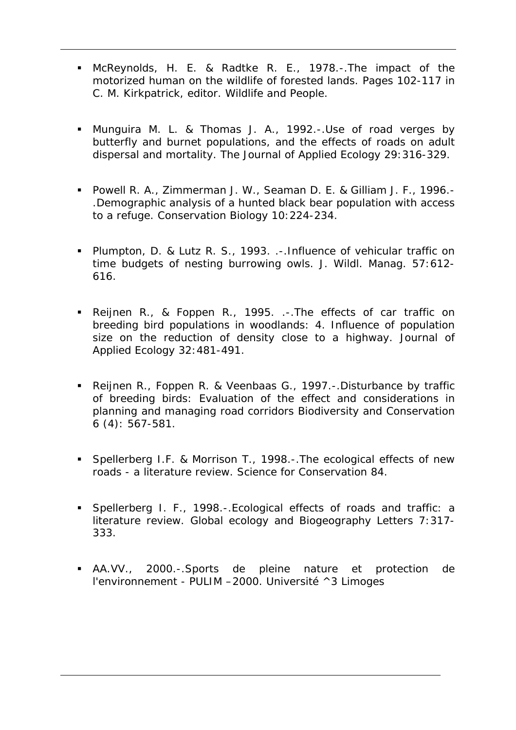- McReynolds, H. E. & Radtke R. E., 1978.-.The impact of the motorized human on the wildlife of forested lands. Pages 102-117 in C. M. Kirkpatrick, editor. Wildlife and People.

- Munguira M. L. & Thomas J. A., 1992.-.Use of road verges by butterfly and burnet populations, and the effects of roads on adult dispersal and mortality. The Journal of Applied Ecology 29:316-329.

- Powell R. A., Zimmerman J. W., Seaman D. E. & Gilliam J. F., 1996.-.Demographic analysis of a hunted black bear population with access to a refuge. Conservation Biology 10:224-234.

- Plumpton, D. & Lutz R. S., 1993. .-.Influence of vehicular traffic on time budgets of nesting burrowing owls. J. Wildl. Manag. 57:612-616.

- Reijnen R., & Foppen R., 1995. .-.The effects of car traffic on breeding bird populations in woodlands: 4. Influence of population size on the reduction of density close to a highway. Journal of Applied Ecology 32:481-491.

- Reijnen R., Foppen R. & Veenbaas G., 1997.-.Disturbance by traffic of breeding birds: Evaluation of the effect and considerations in planning and managing road corridors Biodiversity and Conservation 6 (4): 567-581.

- Spellerberg I.F. & Morrison T., 1998.-.The ecological effects of new roads - a literature review. Science for Conservation 84.

- Spellerberg I. F., 1998.-.Ecological effects of roads and traffic: a literature review. Global ecology and Biogeography Letters 7:317-333.

- AA.VV., 2000.-.Sports de pleine nature et protection de l'environnement - PULIM –2000. Université ^3 Limoges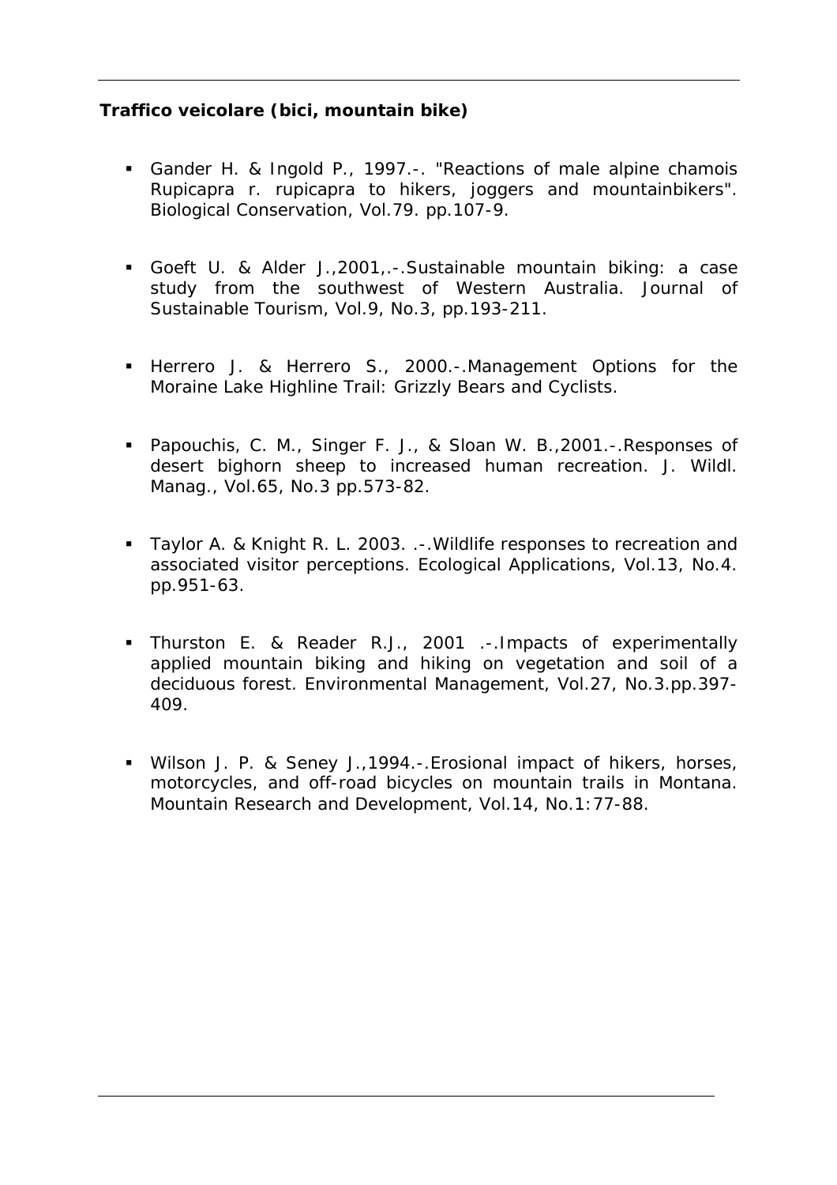**Traffico veicolare (bici, mountain bike)**

- Gander H. & Ingold P., 1997.-. "Reactions of male alpine chamois Rupicapra r. rupicapra to hikers, joggers and mountainbikers". Biological Conservation, Vol.79. pp.107-9.

- Goeft U. & Alder J.,2001,.-.Sustainable mountain biking: a case study from the southwest of Western Australia. Journal of Sustainable Tourism, Vol.9, No.3, pp.193-211.

- Herrero J. & Herrero S., 2000.-.Management Options for the Moraine Lake Highline Trail: Grizzly Bears and Cyclists.

- Papouchis, C. M., Singer F. J., & Sloan W. B.,2001.-.Responses of desert bighorn sheep to increased human recreation. J. Wildl. Manag., Vol.65, No.3 pp.573-82.

- Taylor A. & Knight R. L. 2003. .-.Wildlife responses to recreation and associated visitor perceptions. Ecological Applications, Vol.13, No.4. pp.951-63.

- Thurston E. & Reader R.J., 2001 .-.Impacts of experimentally applied mountain biking and hiking on vegetation and soil of a deciduous forest. Environmental Management, Vol.27, No.3.pp.397-409.

- Wilson J. P. & Seney J.,1994.-.Erosional impact of hikers, horses, motorcycles, and off-road bicycles on mountain trails in Montana. Mountain Research and Development, Vol.14, No.1:77-88.